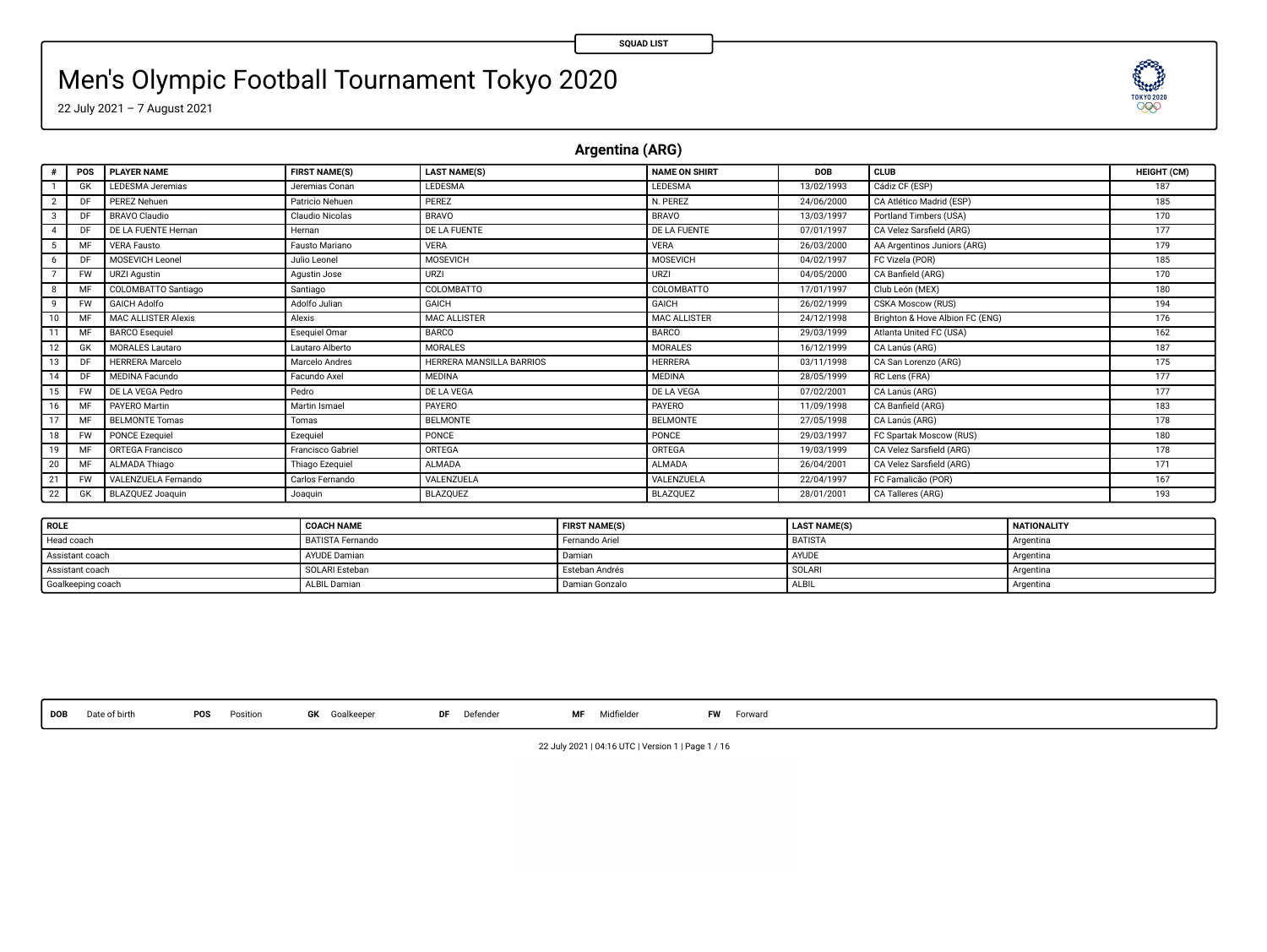SQUAD LIST

# Men's Olympic Football Tournament Tokyo 2020

22 July 2021 – 7 August 2021

## Argentina (ARG)

| # | POS | PLAYER NAME | FIRST NAME(S) | LAST NAME(S) | NAME ON SHIRT | DOB | CLUB | HEIGHT (CM) |
|---|---|---|---|---|---|---|---|---|
| 1 | GK | LEDESMA Jeremias | Jeremias Conan | LEDESMA | LEDESMA | 13/02/1993 | Cádiz CF (ESP) | 187 |
| 2 | DF | PEREZ Nehuen | Patricio Nehuen | PEREZ | N. PEREZ | 24/06/2000 | CA Atlético Madrid (ESP) | 185 |
| 3 | DF | BRAVO Claudio | Claudio Nicolas | BRAVO | BRAVO | 13/03/1997 | Portland Timbers (USA) | 170 |
| 4 | DF | DE LA FUENTE Hernan | Hernan | DE LA FUENTE | DE LA FUENTE | 07/01/1997 | CA Velez Sarsfield (ARG) | 177 |
| 5 | MF | VERA Fausto | Fausto Mariano | VERA | VERA | 26/03/2000 | AA Argentinos Juniors (ARG) | 179 |
| 6 | DF | MOSEVICH Leonel | Julio Leonel | MOSEVICH | MOSEVICH | 04/02/1997 | FC Vizela (POR) | 185 |
| 7 | FW | URZI Agustin | Agustin Jose | URZI | URZI | 04/05/2000 | CA Banfield (ARG) | 170 |
| 8 | MF | COLOMBATTO Santiago | Santiago | COLOMBATTO | COLOMBATTO | 17/01/1997 | Club León (MEX) | 180 |
| 9 | FW | GAICH Adolfo | Adolfo Julian | GAICH | GAICH | 26/02/1999 | CSKA Moscow (RUS) | 194 |
| 10 | MF | MAC ALLISTER Alexis | Alexis | MAC ALLISTER | MAC ALLISTER | 24/12/1998 | Brighton & Hove Albion FC (ENG) | 176 |
| 11 | MF | BARCO Esequiel | Esequiel Omar | BARCO | BARCO | 29/03/1999 | Atlanta United FC (USA) | 162 |
| 12 | GK | MORALES Lautaro | Lautaro Alberto | MORALES | MORALES | 16/12/1999 | CA Lanús (ARG) | 187 |
| 13 | DF | HERRERA Marcelo | Marcelo Andres | HERRERA MANSILLA BARRIOS | HERRERA | 03/11/1998 | CA San Lorenzo (ARG) | 175 |
| 14 | DF | MEDINA Facundo | Facundo Axel | MEDINA | MEDINA | 28/05/1999 | RC Lens (FRA) | 177 |
| 15 | FW | DE LA VEGA Pedro | Pedro | DE LA VEGA | DE LA VEGA | 07/02/2001 | CA Lanús (ARG) | 177 |
| 16 | MF | PAYERO Martin | Martin Ismael | PAYERO | PAYERO | 11/09/1998 | CA Banfield (ARG) | 183 |
| 17 | MF | BELMONTE Tomas | Tomas | BELMONTE | BELMONTE | 27/05/1998 | CA Lanús (ARG) | 178 |
| 18 | FW | PONCE Ezequiel | Ezequiel | PONCE | PONCE | 29/03/1997 | FC Spartak Moscow (RUS) | 180 |
| 19 | MF | ORTEGA Francisco | Francisco Gabriel | ORTEGA | ORTEGA | 19/03/1999 | CA Velez Sarsfield (ARG) | 178 |
| 20 | MF | ALMADA Thiago | Thiago Ezequiel | ALMADA | ALMADA | 26/04/2001 | CA Velez Sarsfield (ARG) | 171 |
| 21 | FW | VALENZUELA Fernando | Carlos Fernando | VALENZUELA | VALENZUELA | 22/04/1997 | FC Famalicão (POR) | 167 |
| 22 | GK | BLAZQUEZ Joaquin | Joaquin | BLAZQUEZ | BLAZQUEZ | 28/01/2001 | CA Talleres (ARG) | 193 |

| ROLE | COACH NAME | FIRST NAME(S) | LAST NAME(S) | NATIONALITY |
|---|---|---|---|---|
| Head coach | BATISTA Fernando | Fernando Ariel | BATISTA | Argentina |
| Assistant coach | AYUDE Damian | Damian | AYUDE | Argentina |
| Assistant coach | SOLARI Esteban | Esteban Andrés | SOLARI | Argentina |
| Goalkeeping coach | ALBIL Damian | Damian Gonzalo | ALBIL | Argentina |

**DOB** Date of birth **POS** Position **GK** Goalkeeper **DF** Defender **MF** Midfielder **FW** Forward

22 July 2021 | 04:16 UTC | Version 1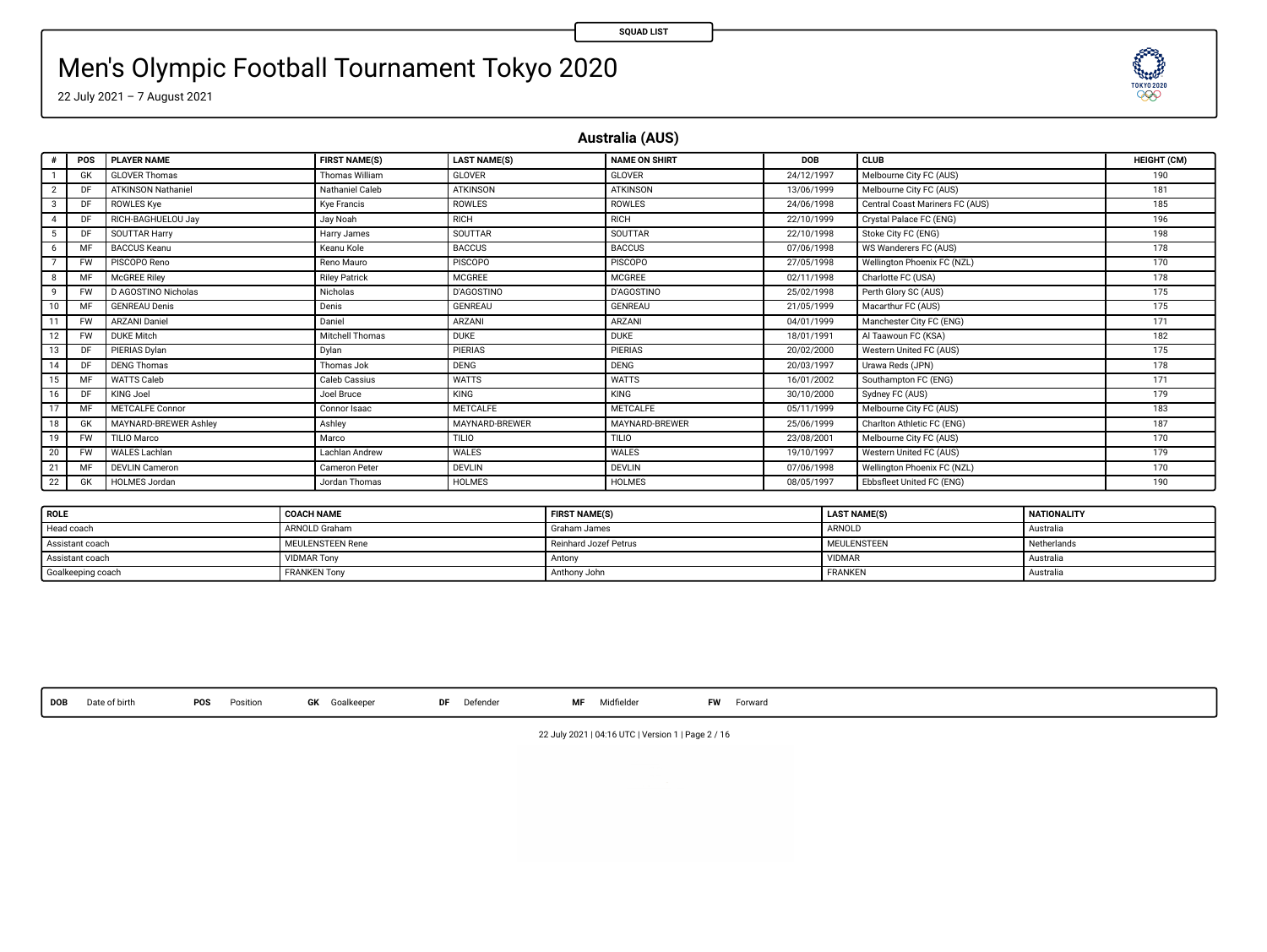SQUAD LIST

# Men's Olympic Football Tournament Tokyo 2020

22 July 2021 – 7 August 2021

## Australia (AUS)

| # | POS | PLAYER NAME | FIRST NAME(S) | LAST NAME(S) | NAME ON SHIRT | DOB | CLUB | HEIGHT (CM) |
|---|---|---|---|---|---|---|---|---|
| 1 | GK | GLOVER Thomas | Thomas William | GLOVER | GLOVER | 24/12/1997 | Melbourne City FC (AUS) | 190 |
| 2 | DF | ATKINSON Nathaniel | Nathaniel Caleb | ATKINSON | ATKINSON | 13/06/1999 | Melbourne City FC (AUS) | 181 |
| 3 | DF | ROWLES Kye | Kye Francis | ROWLES | ROWLES | 24/06/1998 | Central Coast Mariners FC (AUS) | 185 |
| 4 | DF | RICH-BAGHUELOU Jay | Jay Noah | RICH | RICH | 22/10/1999 | Crystal Palace FC (ENG) | 196 |
| 5 | DF | SOUTTAR Harry | Harry James | SOUTTAR | SOUTTAR | 22/10/1998 | Stoke City FC (ENG) | 198 |
| 6 | MF | BACCUS Keanu | Keanu Kole | BACCUS | BACCUS | 07/06/1998 | WS Wanderers FC (AUS) | 178 |
| 7 | FW | PISCOPO Reno | Reno Mauro | PISCOPO | PISCOPO | 27/05/1998 | Wellington Phoenix FC (NZL) | 170 |
| 8 | MF | McGREE Riley | Riley Patrick | MCGREE | MCGREE | 02/11/1998 | Charlotte FC (USA) | 178 |
| 9 | FW | D AGOSTINO Nicholas | Nicholas | D'AGOSTINO | D'AGOSTINO | 25/02/1998 | Perth Glory SC (AUS) | 175 |
| 10 | MF | GENREAU Denis | Denis | GENREAU | GENREAU | 21/05/1999 | Macarthur FC (AUS) | 175 |
| 11 | FW | ARZANI Daniel | Daniel | ARZANI | ARZANI | 04/01/1999 | Manchester City FC (ENG) | 171 |
| 12 | FW | DUKE Mitch | Mitchell Thomas | DUKE | DUKE | 18/01/1991 | Al Taawoun FC (KSA) | 182 |
| 13 | DF | PIERIAS Dylan | Dylan | PIERIAS | PIERIAS | 20/02/2000 | Western United FC (AUS) | 175 |
| 14 | DF | DENG Thomas | Thomas Jok | DENG | DENG | 20/03/1997 | Urawa Reds (JPN) | 178 |
| 15 | MF | WATTS Caleb | Caleb Cassius | WATTS | WATTS | 16/01/2002 | Southampton FC (ENG) | 171 |
| 16 | DF | KING Joel | Joel Bruce | KING | KING | 30/10/2000 | Sydney FC (AUS) | 179 |
| 17 | MF | METCALFE Connor | Connor Isaac | METCALFE | METCALFE | 05/11/1999 | Melbourne City FC (AUS) | 183 |
| 18 | GK | MAYNARD-BREWER Ashley | Ashley | MAYNARD-BREWER | MAYNARD-BREWER | 25/06/1999 | Charlton Athletic FC (ENG) | 187 |
| 19 | FW | TILIO Marco | Marco | TILIO | TILIO | 23/08/2001 | Melbourne City FC (AUS) | 170 |
| 20 | FW | WALES Lachlan | Lachlan Andrew | WALES | WALES | 19/10/1997 | Western United FC (AUS) | 179 |
| 21 | MF | DEVLIN Cameron | Cameron Peter | DEVLIN | DEVLIN | 07/06/1998 | Wellington Phoenix FC (NZL) | 170 |
| 22 | GK | HOLMES Jordan | Jordan Thomas | HOLMES | HOLMES | 08/05/1997 | Ebbsfleet United FC (ENG) | 190 |

| ROLE | COACH NAME | FIRST NAME(S) | LAST NAME(S) | NATIONALITY |
|---|---|---|---|---|
| Head coach | ARNOLD Graham | Graham James | ARNOLD | Australia |
| Assistant coach | MEULENSTEEN Rene | Reinhard Jozef Petrus | MEULENSTEEN | Netherlands |
| Assistant coach | VIDMAR Tony | Antony | VIDMAR | Australia |
| Goalkeeping coach | FRANKEN Tony | Anthony John | FRANKEN | Australia |

**DOB** Date of birth **POS** Position **GK** Goalkeeper **DF** Defender **MF** Midfielder **FW** Forward

22 July 2021 | 04:16 UTC | Version 1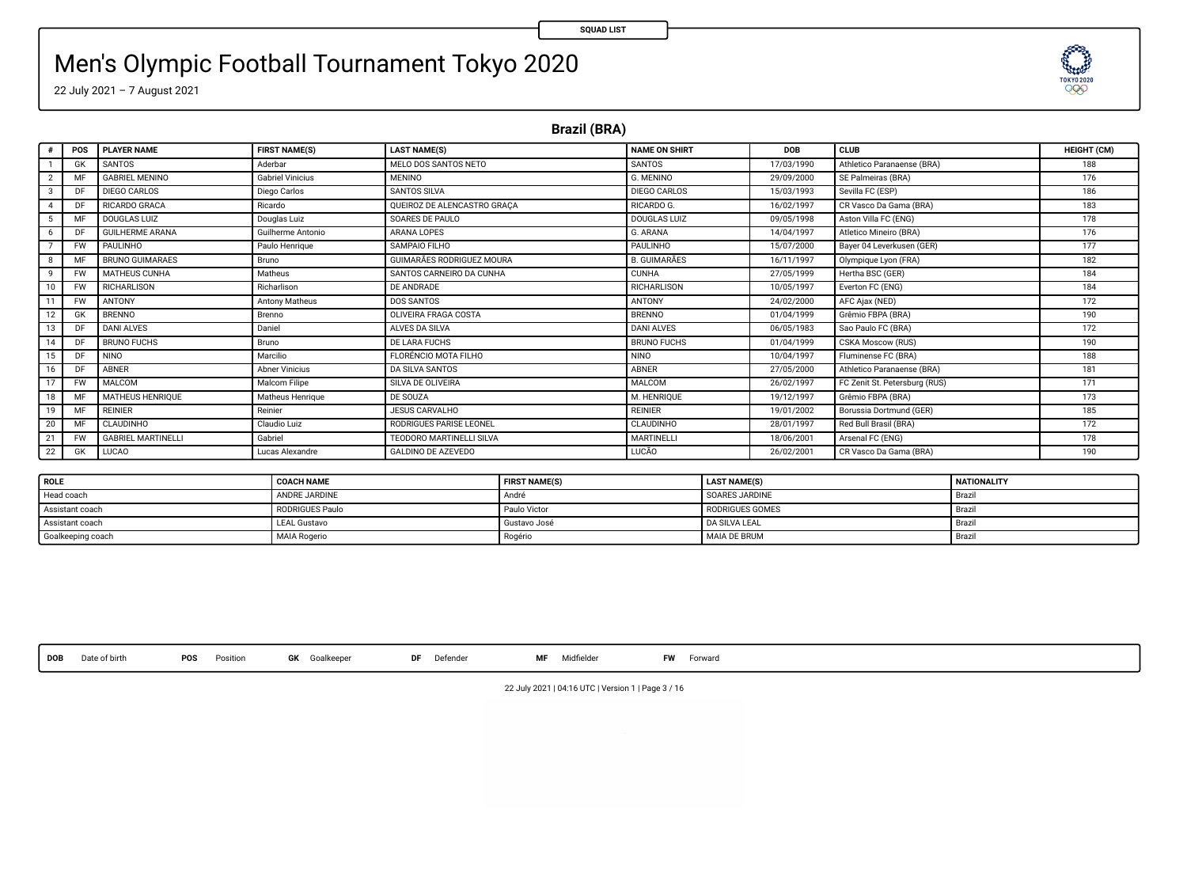SQUAD LIST

# Men's Olympic Football Tournament Tokyo 2020

22 July 2021 – 7 August 2021

## Brazil (BRA)

| # | POS | PLAYER NAME | FIRST NAME(S) | LAST NAME(S) | NAME ON SHIRT | DOB | CLUB | HEIGHT (CM) |
|---|---|---|---|---|---|---|---|---|
| 1 | GK | SANTOS | Aderbar | MELO DOS SANTOS NETO | SANTOS | 17/03/1990 | Athletico Paranaense (BRA) | 188 |
| 2 | MF | GABRIEL MENINO | Gabriel Vinicius | MENINO | G. MENINO | 29/09/2000 | SE Palmeiras (BRA) | 176 |
| 3 | DF | DIEGO CARLOS | Diego Carlos | SANTOS SILVA | DIEGO CARLOS | 15/03/1993 | Sevilla FC (ESP) | 186 |
| 4 | DF | RICARDO GRACA | Ricardo | QUEIROZ DE ALENCASTRO GRAÇA | RICARDO G. | 16/02/1997 | CR Vasco Da Gama (BRA) | 183 |
| 5 | MF | DOUGLAS LUIZ | Douglas Luiz | SOARES DE PAULO | DOUGLAS LUIZ | 09/05/1998 | Aston Villa FC (ENG) | 178 |
| 6 | DF | GUILHERME ARANA | Guilherme Antonio | ARANA LOPES | G. ARANA | 14/04/1997 | Atletico Mineiro (BRA) | 176 |
| 7 | FW | PAULINHO | Paulo Henrique | SAMPAIO FILHO | PAULINHO | 15/07/2000 | Bayer 04 Leverkusen (GER) | 177 |
| 8 | MF | BRUNO GUIMARAES | Bruno | GUIMARÃES RODRIGUEZ MOURA | B. GUIMARÃES | 16/11/1997 | Olympique Lyon (FRA) | 182 |
| 9 | FW | MATHEUS CUNHA | Matheus | SANTOS CARNEIRO DA CUNHA | CUNHA | 27/05/1999 | Hertha BSC (GER) | 184 |
| 10 | FW | RICHARLISON | Richarlison | DE ANDRADE | RICHARLISON | 10/05/1997 | Everton FC (ENG) | 184 |
| 11 | FW | ANTONY | Antony Matheus | DOS SANTOS | ANTONY | 24/02/2000 | AFC Ajax (NED) | 172 |
| 12 | GK | BRENNO | Brenno | OLIVEIRA FRAGA COSTA | BRENNO | 01/04/1999 | Grêmio FBPA (BRA) | 190 |
| 13 | DF | DANI ALVES | Daniel | ALVES DA SILVA | DANI ALVES | 06/05/1983 | Sao Paulo FC (BRA) | 172 |
| 14 | DF | BRUNO FUCHS | Bruno | DE LARA FUCHS | BRUNO FUCHS | 01/04/1999 | CSKA Moscow (RUS) | 190 |
| 15 | DF | NINO | Marcilio | FLORÊNCIO MOTA FILHO | NINO | 10/04/1997 | Fluminense FC (BRA) | 188 |
| 16 | DF | ABNER | Abner Vinicius | DA SILVA SANTOS | ABNER | 27/05/2000 | Athletico Paranaense (BRA) | 181 |
| 17 | FW | MALCOM | Malcom Filipe | SILVA DE OLIVEIRA | MALCOM | 26/02/1997 | FC Zenit St. Petersburg (RUS) | 171 |
| 18 | MF | MATHEUS HENRIQUE | Matheus Henrique | DE SOUZA | M. HENRIQUE | 19/12/1997 | Grêmio FBPA (BRA) | 173 |
| 19 | MF | REINIER | Reinier | JESUS CARVALHO | REINIER | 19/01/2002 | Borussia Dortmund (GER) | 185 |
| 20 | MF | CLAUDINHO | Claudio Luiz | RODRIGUES PARISE LEONEL | CLAUDINHO | 28/01/1997 | Red Bull Brasil (BRA) | 172 |
| 21 | FW | GABRIEL MARTINELLI | Gabriel | TEODORO MARTINELLI SILVA | MARTINELLI | 18/06/2001 | Arsenal FC (ENG) | 178 |
| 22 | GK | LUCAO | Lucas Alexandre | GALDINO DE AZEVEDO | LUCÃO | 26/02/2001 | CR Vasco Da Gama (BRA) | 190 |

| ROLE | COACH NAME | FIRST NAME(S) | LAST NAME(S) | NATIONALITY |
|---|---|---|---|---|
| Head coach | ANDRE JARDINE | André | SOARES JARDINE | Brazil |
| Assistant coach | RODRIGUES Paulo | Paulo Victor | RODRIGUES GOMES | Brazil |
| Assistant coach | LEAL Gustavo | Gustavo José | DA SILVA LEAL | Brazil |
| Goalkeeping coach | MAIA Rogerio | Rogério | MAIA DE BRUM | Brazil |

**DOB** Date of birth **POS** Position **GK** Goalkeeper **DF** Defender **MF** Midfielder **FW** Forward

22 July 2021 | 04:16 UTC | Version 1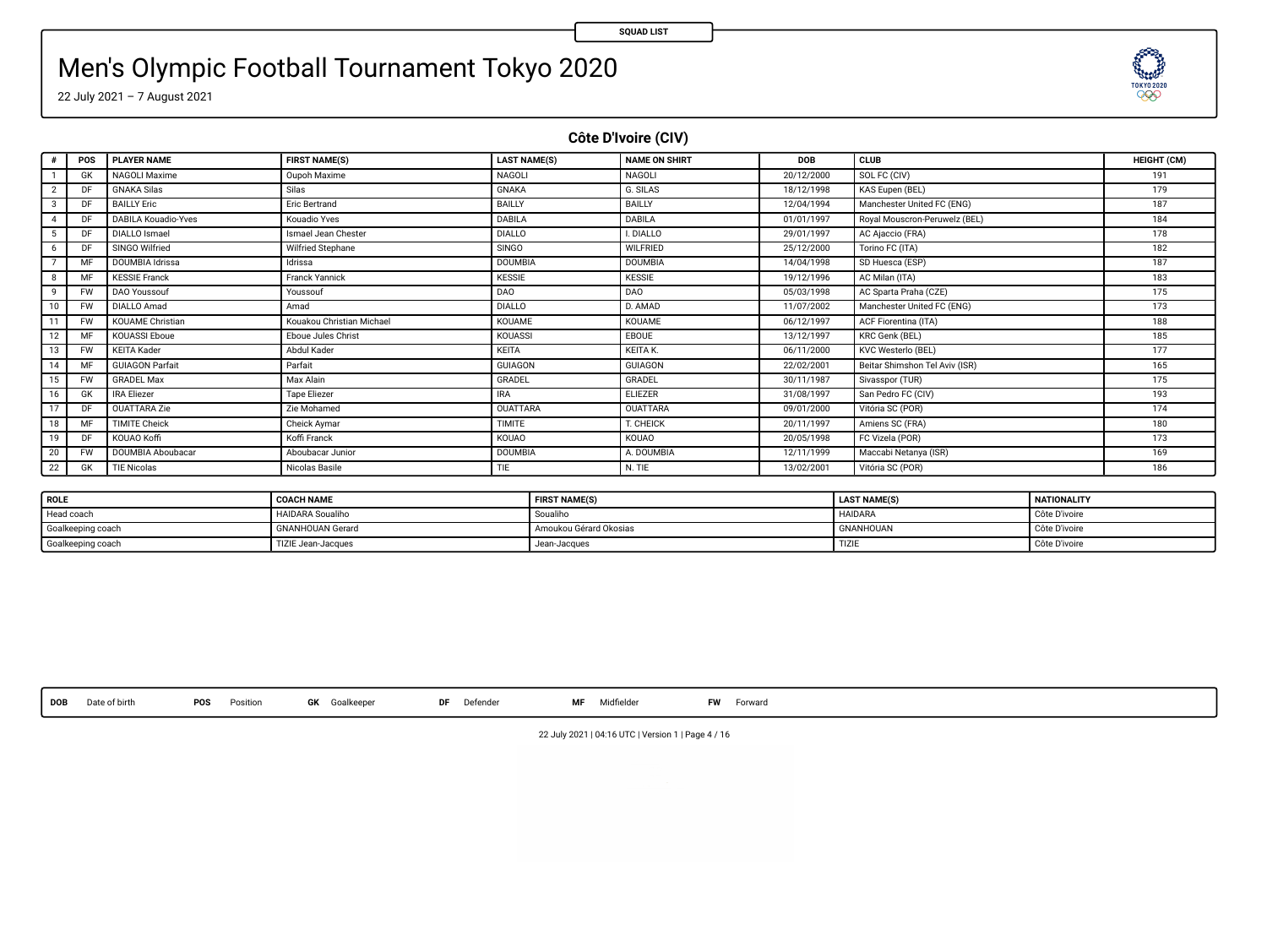SQUAD LIST

# Men's Olympic Football Tournament Tokyo 2020

22 July 2021 – 7 August 2021

## Côte D'Ivoire (CIV)

| # | POS | PLAYER NAME | FIRST NAME(S) | LAST NAME(S) | NAME ON SHIRT | DOB | CLUB | HEIGHT (CM) |
|---|---|---|---|---|---|---|---|---|
| 1 | GK | NAGOLI Maxime | Oupoh Maxime | NAGOLI | NAGOLI | 20/12/2000 | SOL FC (CIV) | 191 |
| 2 | DF | GNAKA Silas | Silas | GNAKA | G. SILAS | 18/12/1998 | KAS Eupen (BEL) | 179 |
| 3 | DF | BAILLY Eric | Eric Bertrand | BAILLY | BAILLY | 12/04/1994 | Manchester United FC (ENG) | 187 |
| 4 | DF | DABILA Kouadio-Yves | Kouadio Yves | DABILA | DABILA | 01/01/1997 | Royal Mouscron-Peruwelz (BEL) | 184 |
| 5 | DF | DIALLO Ismael | Ismael Jean Chester | DIALLO | I. DIALLO | 29/01/1997 | AC Ajaccio (FRA) | 178 |
| 6 | DF | SINGO Wilfried | Wilfried Stephane | SINGO | WILFRIED | 25/12/2000 | Torino FC (ITA) | 182 |
| 7 | MF | DOUMBIA Idrissa | Idrissa | DOUMBIA | DOUMBIA | 14/04/1998 | SD Huesca (ESP) | 187 |
| 8 | MF | KESSIE Franck | Franck Yannick | KESSIE | KESSIE | 19/12/1996 | AC Milan (ITA) | 183 |
| 9 | FW | DAO Youssouf | Youssouf | DAO | DAO | 05/03/1998 | AC Sparta Praha (CZE) | 175 |
| 10 | FW | DIALLO Amad | Amad | DIALLO | D. AMAD | 11/07/2002 | Manchester United FC (ENG) | 173 |
| 11 | FW | KOUAME Christian | Kouakou Christian Michael | KOUAME | KOUAME | 06/12/1997 | ACF Fiorentina (ITA) | 188 |
| 12 | MF | KOUASSI Eboue | Eboue Jules Christ | KOUASSI | EBOUE | 13/12/1997 | KRC Genk (BEL) | 185 |
| 13 | FW | KEITA Kader | Abdul Kader | KEITA | KEITA K. | 06/11/2000 | KVC Westerlo (BEL) | 177 |
| 14 | MF | GUIAGON Parfait | Parfait | GUIAGON | GUIAGON | 22/02/2001 | Beitar Shimshon Tel Aviv (ISR) | 165 |
| 15 | FW | GRADEL Max | Max Alain | GRADEL | GRADEL | 30/11/1987 | Sivasspor (TUR) | 175 |
| 16 | GK | IRA Eliezer | Tape Eliezer | IRA | ELIEZER | 31/08/1997 | San Pedro FC (CIV) | 193 |
| 17 | DF | OUATTARA Zie | Zie Mohamed | OUATTARA | OUATTARA | 09/01/2000 | Vitória SC (POR) | 174 |
| 18 | MF | TIMITE Cheick | Cheick Aymar | TIMITE | T. CHEICK | 20/11/1997 | Amiens SC (FRA) | 180 |
| 19 | DF | KOUAO Koffi | Koffi Franck | KOUAO | KOUAO | 20/05/1998 | FC Vizela (POR) | 173 |
| 20 | FW | DOUMBIA Aboubacar | Aboubacar Junior | DOUMBIA | A. DOUMBIA | 12/11/1999 | Maccabi Netanya (ISR) | 169 |
| 22 | GK | TIE Nicolas | Nicolas Basile | TIE | N. TIE | 13/02/2001 | Vitória SC (POR) | 186 |

| ROLE | COACH NAME | FIRST NAME(S) | LAST NAME(S) | NATIONALITY |
|---|---|---|---|---|
| Head coach | HAIDARA Soualiho | Soualiho | HAIDARA | Côte D'Ivoire |
| Goalkeeping coach | GNANHOUAN Gerard | Amoukou Gérard Okosias | GNANHOUAN | Côte D'Ivoire |
| Goalkeeping coach | TIZIE Jean-Jacques | Jean-Jacques | TIZIE | Côte D'Ivoire |

**DOB** Date of birth **POS** Position **GK** Goalkeeper **DF** Defender **MF** Midfielder **FW** Forward

22 July 2021 | 04:16 UTC | Version 1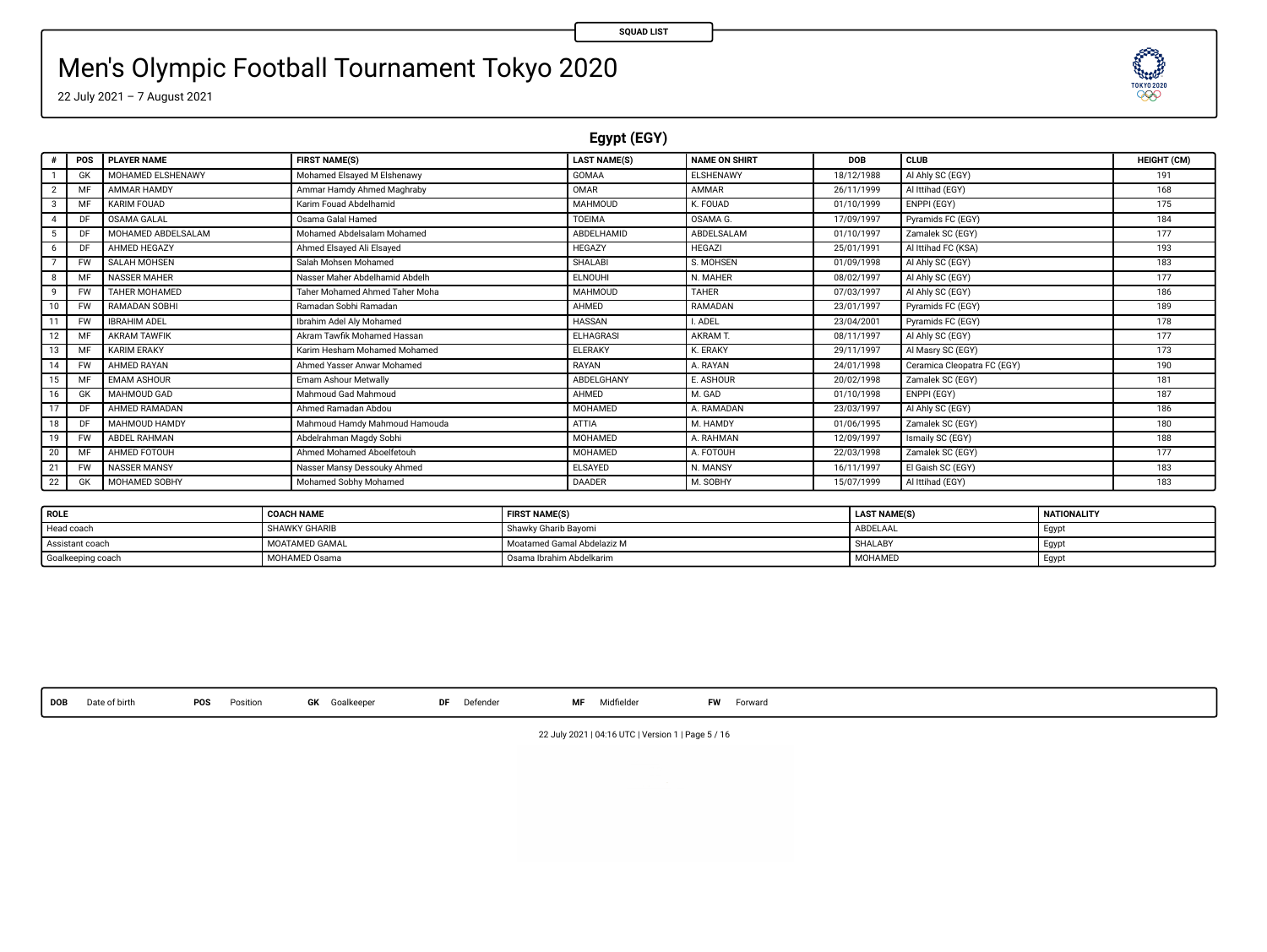SQUAD LIST

# Men's Olympic Football Tournament Tokyo 2020

22 July 2021 – 7 August 2021

## Egypt (EGY)

| # | POS | PLAYER NAME | FIRST NAME(S) | LAST NAME(S) | NAME ON SHIRT | DOB | CLUB | HEIGHT (CM) |
|---|---|---|---|---|---|---|---|---|
| 1 | GK | MOHAMED ELSHENAWY | Mohamed Elsayed M Elshenawy | GOMAA | ELSHENAWY | 18/12/1988 | Al Ahly SC (EGY) | 191 |
| 2 | MF | AMMAR HAMDY | Ammar Hamdy Ahmed Maghraby | OMAR | AMMAR | 26/11/1999 | Al Ittihad (EGY) | 168 |
| 3 | MF | KARIM FOUAD | Karim Fouad Abdelhamid | MAHMOUD | K. FOUAD | 01/10/1999 | ENPPI (EGY) | 175 |
| 4 | DF | OSAMA GALAL | Osama Galal Hamed | TOEIMA | OSAMA G. | 17/09/1997 | Pyramids FC (EGY) | 184 |
| 5 | DF | MOHAMED ABDELSALAM | Mohamed Abdelsalam Mohamed | ABDELHAMID | ABDELSALAM | 01/10/1997 | Zamalek SC (EGY) | 177 |
| 6 | DF | AHMED HEGAZY | Ahmed Elsayed Ali Elsayed | HEGAZY | HEGAZI | 25/01/1991 | Al Ittihad FC (KSA) | 193 |
| 7 | FW | SALAH MOHSEN | Salah Mohsen Mohamed | SHALABI | S. MOHSEN | 01/09/1998 | Al Ahly SC (EGY) | 183 |
| 8 | MF | NASSER MAHER | Nasser Maher Abdelhamid Abdelh | ELNOUHI | N. MAHER | 08/02/1997 | Al Ahly SC (EGY) | 177 |
| 9 | FW | TAHER MOHAMED | Taher Mohamed Ahmed Taher Moha | MAHMOUD | TAHER | 07/03/1997 | Al Ahly SC (EGY) | 186 |
| 10 | FW | RAMADAN SOBHI | Ramadan Sobhi Ramadan | AHMED | RAMADAN | 23/01/1997 | Pyramids FC (EGY) | 189 |
| 11 | FW | IBRAHIM ADEL | Ibrahim Adel Aly Mohamed | HASSAN | I. ADEL | 23/04/2001 | Pyramids FC (EGY) | 178 |
| 12 | MF | AKRAM TAWFIK | Akram Tawfik Mohamed Hassan | ELHAGRASI | AKRAM T. | 08/11/1997 | Al Ahly SC (EGY) | 177 |
| 13 | MF | KARIM ERAKY | Karim Hesham Mohamed Mohamed | ELERAKY | K. ERAKY | 29/11/1997 | Al Masry SC (EGY) | 173 |
| 14 | FW | AHMED RAYAN | Ahmed Yasser Anwar Mohamed | RAYAN | A. RAYAN | 24/01/1998 | Ceramica Cleopatra FC (EGY) | 190 |
| 15 | MF | EMAM ASHOUR | Emam Ashour Metwally | ABDELGHANY | E. ASHOUR | 20/02/1998 | Zamalek SC (EGY) | 181 |
| 16 | GK | MAHMOUD GAD | Mahmoud Gad Mahmoud | AHMED | M. GAD | 01/10/1998 | ENPPI (EGY) | 187 |
| 17 | DF | AHMED RAMADAN | Ahmed Ramadan Abdou | MOHAMED | A. RAMADAN | 23/03/1997 | Al Ahly SC (EGY) | 186 |
| 18 | DF | MAHMOUD HAMDY | Mahmoud Hamdy Mahmoud Hamouda | ATTIA | M. HAMDY | 01/06/1995 | Zamalek SC (EGY) | 180 |
| 19 | FW | ABDEL RAHMAN | Abdelrahman Magdy Sobhi | MOHAMED | A. RAHMAN | 12/09/1997 | Ismaily SC (EGY) | 188 |
| 20 | MF | AHMED FOTOUH | Ahmed Mohamed Aboelfetouh | MOHAMED | A. FOTOUH | 22/03/1998 | Zamalek SC (EGY) | 177 |
| 21 | FW | NASSER MANSY | Nasser Mansy Dessouky Ahmed | ELSAYED | N. MANSY | 16/11/1997 | El Gaish SC (EGY) | 183 |
| 22 | GK | MOHAMED SOBHY | Mohamed Sobhy Mohamed | DAADER | M. SOBHY | 15/07/1999 | Al Ittihad (EGY) | 183 |

| ROLE | COACH NAME | FIRST NAME(S) | LAST NAME(S) | NATIONALITY |
|---|---|---|---|---|
| Head coach | SHAWKY GHARIB | Shawky Gharib Bayomi | ABDELAAL | Egypt |
| Assistant coach | MOATAMED GAMAL | Moatamed Gamal Abdelaziz M | SHALABY | Egypt |
| Goalkeeping coach | MOHAMED Osama | Osama Ibrahim Abdelkarim | MOHAMED | Egypt |

**DOB** Date of birth **POS** Position **GK** Goalkeeper **DF** Defender **MF** Midfielder **FW** Forward

22 July 2021 | 04:16 UTC | Version 1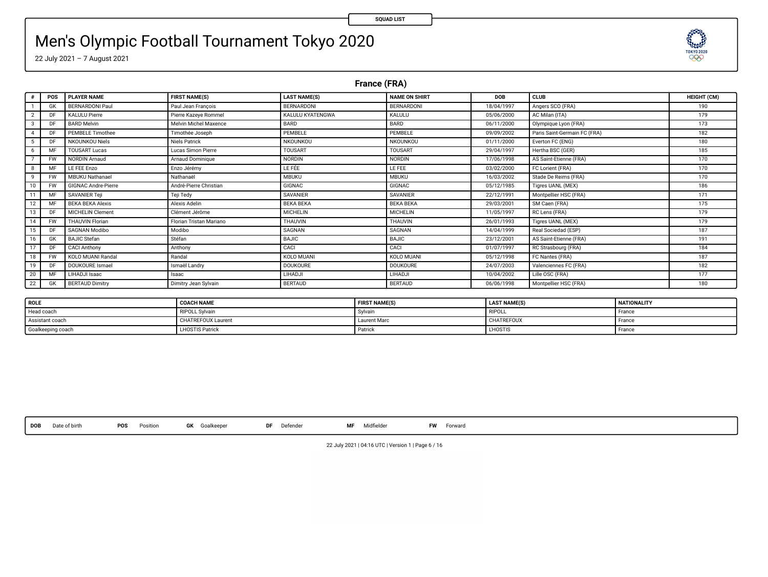SQUAD LIST

# Men's Olympic Football Tournament Tokyo 2020

22 July 2021 – 7 August 2021

## France (FRA)

| # | POS | PLAYER NAME | FIRST NAME(S) | LAST NAME(S) | NAME ON SHIRT | DOB | CLUB | HEIGHT (CM) |
|---|---|---|---|---|---|---|---|---|
| 1 | GK | BERNARDONI Paul | Paul Jean François | BERNARDONI | BERNARDONI | 18/04/1997 | Angers SCO (FRA) | 190 |
| 2 | DF | KALULU Pierre | Pierre Kazeye Rommel | KALULU KYATENGWA | KALULU | 05/06/2000 | AC Milan (ITA) | 179 |
| 3 | DF | BARD Melvin | Melvin Michel Maxence | BARD | BARD | 06/11/2000 | Olympique Lyon (FRA) | 173 |
| 4 | DF | PEMBELE Timothee | Timothée Joseph | PEMBELE | PEMBELE | 09/09/2002 | Paris Saint-Germain FC (FRA) | 182 |
| 5 | DF | NKOUNKOU Niels | Niels Patrick | NKOUNKOU | NKOUNKOU | 01/11/2000 | Everton FC (ENG) | 180 |
| 6 | MF | TOUSART Lucas | Lucas Simon Pierre | TOUSART | TOUSART | 29/04/1997 | Hertha BSC (GER) | 185 |
| 7 | FW | NORDIN Arnaud | Arnaud Dominique | NORDIN | NORDIN | 17/06/1998 | AS Saint-Etienne (FRA) | 170 |
| 8 | MF | LE FEE Enzo | Enzo Jérémy | LE FÉE | LE FEE | 03/02/2000 | FC Lorient (FRA) | 170 |
| 9 | FW | MBUKU Nathanael | Nathanaël | MBUKU | MBUKU | 16/03/2002 | Stade De Reims (FRA) | 170 |
| 10 | FW | GIGNAC Andre-Pierre | André-Pierre Christian | GIGNAC | GIGNAC | 05/12/1985 | Tigres UANL (MEX) | 186 |
| 11 | MF | SAVANIER Teji | Teji Tedy | SAVANIER | SAVANIER | 22/12/1991 | Montpellier HSC (FRA) | 171 |
| 12 | MF | BEKA BEKA Alexis | Alexis Adelin | BEKA BEKA | BEKA BEKA | 29/03/2001 | SM Caen (FRA) | 175 |
| 13 | DF | MICHELIN Clement | Clément Jérôme | MICHELIN | MICHELIN | 11/05/1997 | RC Lens (FRA) | 179 |
| 14 | FW | THAUVIN Florian | Florian Tristan Mariano | THAUVIN | THAUVIN | 26/01/1993 | Tigres UANL (MEX) | 179 |
| 15 | DF | SAGNAN Modibo | Modibo | SAGNAN | SAGNAN | 14/04/1999 | Real Sociedad (ESP) | 187 |
| 16 | GK | BAJIC Stefan | Stéfan | BAJIC | BAJIC | 23/12/2001 | AS Saint-Etienne (FRA) | 191 |
| 17 | DF | CACI Anthony | Anthony | CACI | CACI | 01/07/1997 | RC Strasbourg (FRA) | 184 |
| 18 | FW | KOLO MUANI Randal | Randal | KOLO MUANI | KOLO MUANI | 05/12/1998 | FC Nantes (FRA) | 187 |
| 19 | DF | DOUKOURE Ismael | Ismaël Landry | DOUKOURE | DOUKOURE | 24/07/2003 | Valenciennes FC (FRA) | 182 |
| 20 | MF | LIHADJI Isaac | Isaac | LIHADJI | LIHADJI | 10/04/2002 | Lille OSC (FRA) | 177 |
| 22 | GK | BERTAUD Dimitry | Dimitry Jean Sylvain | BERTAUD | BERTAUD | 06/06/1998 | Montpellier HSC (FRA) | 180 |

| ROLE | COACH NAME | FIRST NAME(S) | LAST NAME(S) | NATIONALITY |
|---|---|---|---|---|
| Head coach | RIPOLL Sylvain | Sylvain | RIPOLL | France |
| Assistant coach | CHATREFOUX Laurent | Laurent Marc | CHATREFOUX | France |
| Goalkeeping coach | LHOSTIS Patrick | Patrick | L'HOSTIS | France |

**DOB** Date of birth **POS** Position **GK** Goalkeeper **DF** Defender **MF** Midfielder **FW** Forward

22 July 2021 | 04:16 UTC | Version 1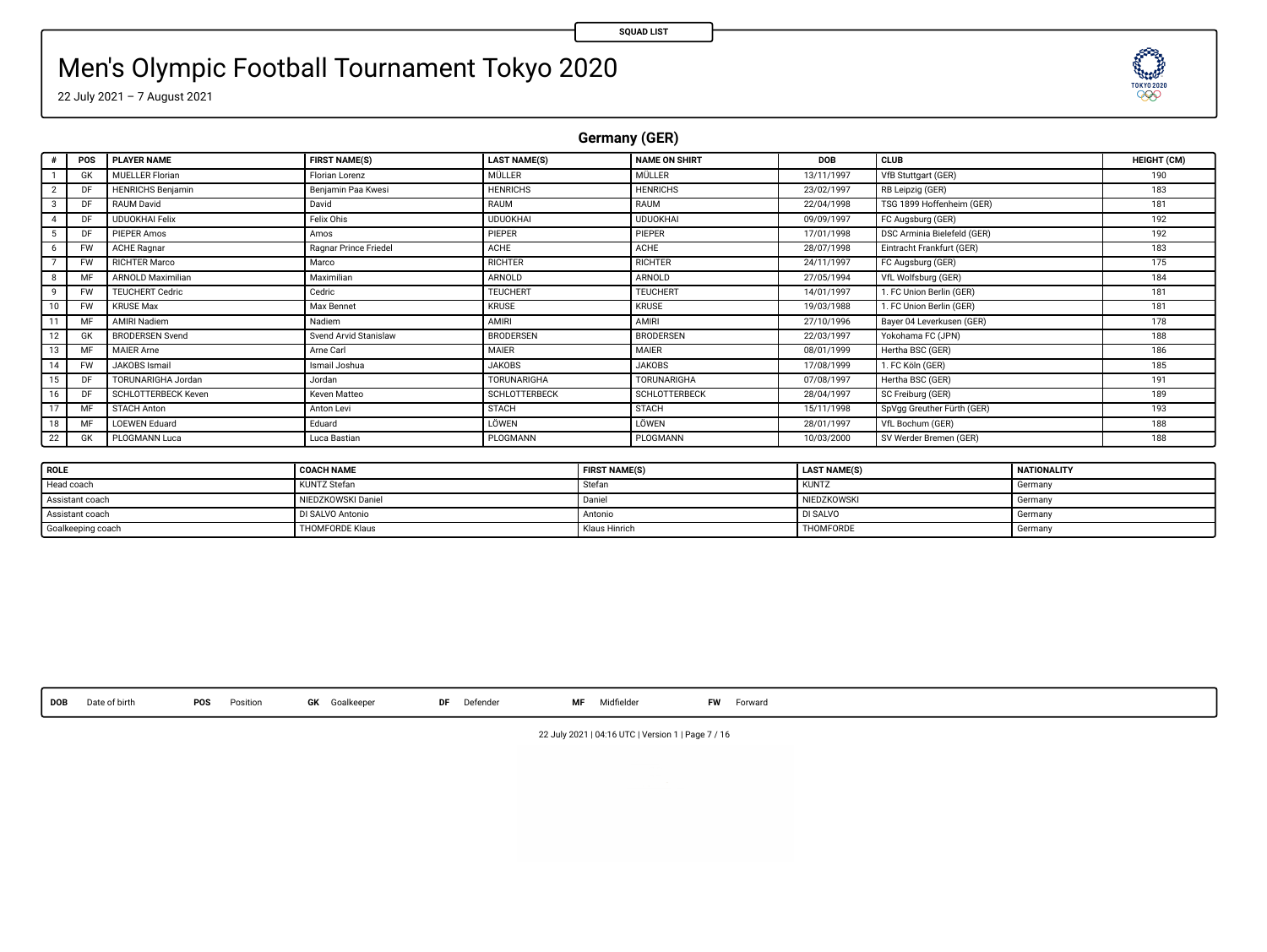SQUAD LIST

# Men's Olympic Football Tournament Tokyo 2020

22 July 2021 – 7 August 2021

## Germany (GER)

| # | POS | PLAYER NAME | FIRST NAME(S) | LAST NAME(S) | NAME ON SHIRT | DOB | CLUB | HEIGHT (CM) |
|---|---|---|---|---|---|---|---|---|
| 1 | GK | MUELLER Florian | Florian Lorenz | MÜLLER | MÜLLER | 13/11/1997 | VfB Stuttgart (GER) | 190 |
| 2 | DF | HENRICHS Benjamin | Benjamin Paa Kwesi | HENRICHS | HENRICHS | 23/02/1997 | RB Leipzig (GER) | 183 |
| 3 | DF | RAUM David | David | RAUM | RAUM | 22/04/1998 | TSG 1899 Hoffenheim (GER) | 181 |
| 4 | DF | UDUOKHAI Felix | Felix Ohis | UDUOKHAI | UDUOKHAI | 09/09/1997 | FC Augsburg (GER) | 192 |
| 5 | DF | PIEPER Amos | Amos | PIEPER | PIEPER | 17/01/1998 | DSC Arminia Bielefeld (GER) | 192 |
| 6 | FW | ACHE Ragnar | Ragnar Prince Friedel | ACHE | ACHE | 28/07/1998 | Eintracht Frankfurt (GER) | 183 |
| 7 | FW | RICHTER Marco | Marco | RICHTER | RICHTER | 24/11/1997 | FC Augsburg (GER) | 175 |
| 8 | MF | ARNOLD Maximilian | Maximilian | ARNOLD | ARNOLD | 27/05/1994 | VfL Wolfsburg (GER) | 184 |
| 9 | FW | TEUCHERT Cedric | Cedric | TEUCHERT | TEUCHERT | 14/01/1997 | 1. FC Union Berlin (GER) | 181 |
| 10 | FW | KRUSE Max | Max Bennet | KRUSE | KRUSE | 19/03/1988 | 1. FC Union Berlin (GER) | 181 |
| 11 | MF | AMIRI Nadiem | Nadiem | AMIRI | AMIRI | 27/10/1996 | Bayer 04 Leverkusen (GER) | 178 |
| 12 | GK | BRODERSEN Svend | Svend Arvid Stanislaw | BRODERSEN | BRODERSEN | 22/03/1997 | Yokohama FC (JPN) | 188 |
| 13 | MF | MAIER Arne | Arne Carl | MAIER | MAIER | 08/01/1999 | Hertha BSC (GER) | 186 |
| 14 | FW | JAKOBS Ismail | Ismail Joshua | JAKOBS | JAKOBS | 17/08/1999 | 1. FC Köln (GER) | 185 |
| 15 | DF | TORUNARIGHA Jordan | Jordan | TORUNARIGHA | TORUNARIGHA | 07/08/1997 | Hertha BSC (GER) | 191 |
| 16 | DF | SCHLOTTERBECK Keven | Keven Matteo | SCHLOTTERBECK | SCHLOTTERBECK | 28/04/1997 | SC Freiburg (GER) | 189 |
| 17 | MF | STACH Anton | Anton Levi | STACH | STACH | 15/11/1998 | SpVgg Greuther Fürth (GER) | 193 |
| 18 | MF | LOEWEN Eduard | Eduard | LÖWEN | LÖWEN | 28/01/1997 | VfL Bochum (GER) | 188 |
| 22 | GK | PLOGMANN Luca | Luca Bastian | PLOGMANN | PLOGMANN | 10/03/2000 | SV Werder Bremen (GER) | 188 |

| ROLE | COACH NAME | FIRST NAME(S) | LAST NAME(S) | NATIONALITY |
|---|---|---|---|---|
| Head coach | KUNTZ Stefan | Stefan | KUNTZ | Germany |
| Assistant coach | NIEDZKOWSKI Daniel | Daniel | NIEDZKOWSKI | Germany |
| Assistant coach | DI SALVO Antonio | Antonio | DI SALVO | Germany |
| Goalkeeping coach | THOMFORDE Klaus | Klaus Hinrich | THOMFORDE | Germany |

**DOB** Date of birth **POS** Position **GK** Goalkeeper **DF** Defender **MF** Midfielder **FW** Forward

22 July 2021 | 04:16 UTC | Version 1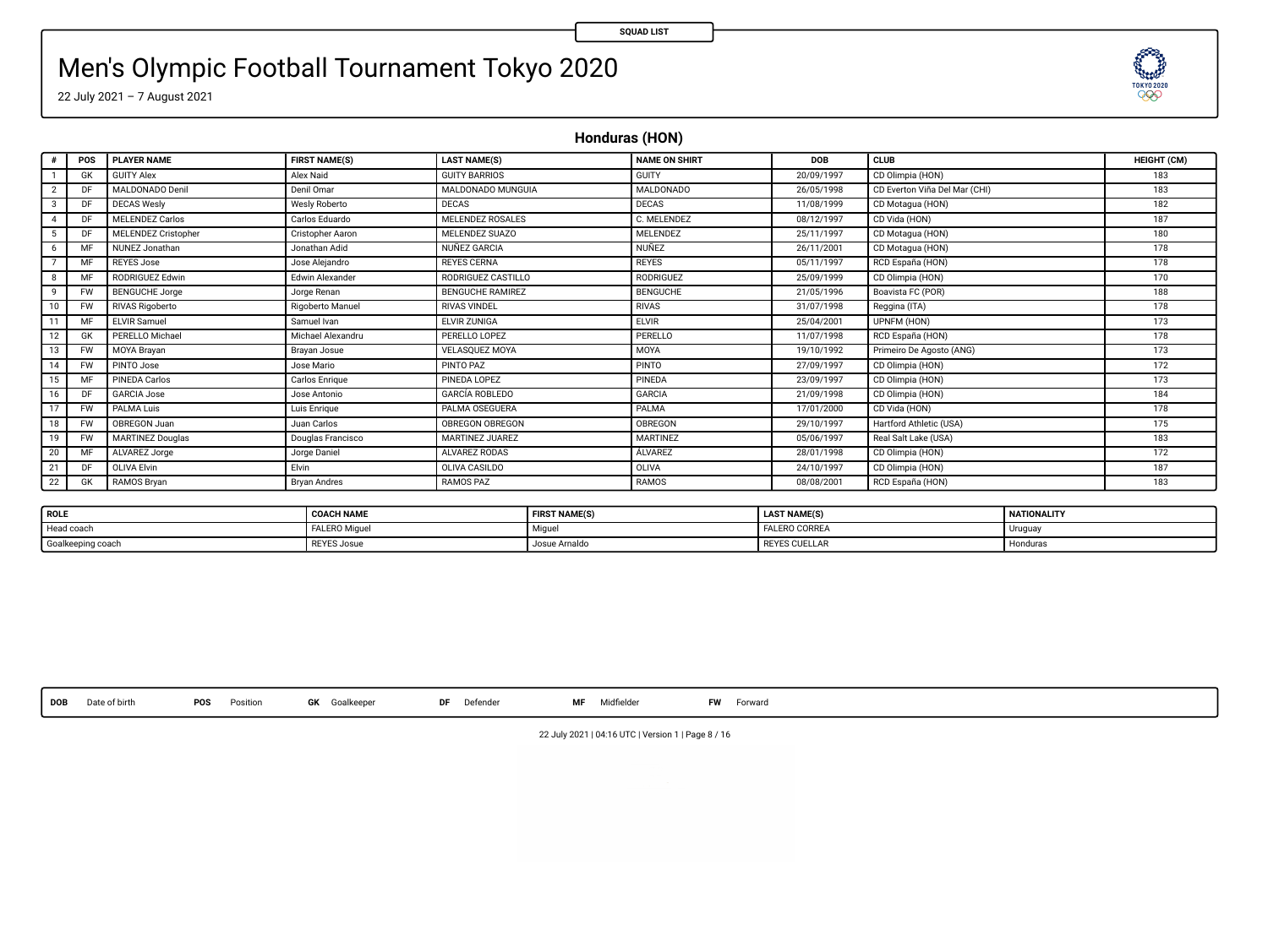SQUAD LIST

# Men's Olympic Football Tournament Tokyo 2020

22 July 2021 – 7 August 2021

## Honduras (HON)

| # | POS | PLAYER NAME | FIRST NAME(S) | LAST NAME(S) | NAME ON SHIRT | DOB | CLUB | HEIGHT (CM) |
|---|---|---|---|---|---|---|---|---|
| 1 | GK | GUITY Alex | Alex Naid | GUITY BARRIOS | GUITY | 20/09/1997 | CD Olimpia (HON) | 183 |
| 2 | DF | MALDONADO Denil | Denil Omar | MALDONADO MUNGUIA | MALDONADO | 26/05/1998 | CD Everton Viña Del Mar (CHI) | 183 |
| 3 | DF | DECAS Wesly | Wesly Roberto | DECAS | DECAS | 11/08/1999 | CD Motagua (HON) | 182 |
| 4 | DF | MELENDEZ Carlos | Carlos Eduardo | MELENDEZ ROSALES | C. MELENDEZ | 08/12/1997 | CD Vida (HON) | 187 |
| 5 | DF | MELENDEZ Cristopher | Cristopher Aaron | MELENDEZ SUAZO | MELENDEZ | 25/11/1997 | CD Motagua (HON) | 180 |
| 6 | MF | NUNEZ Jonathan | Jonathan Adid | NUÑEZ GARCIA | NUÑEZ | 26/11/2001 | CD Motagua (HON) | 178 |
| 7 | MF | REYES Jose | Jose Alejandro | REYES CERNA | REYES | 05/11/1997 | RCD España (HON) | 178 |
| 8 | MF | RODRIGUEZ Edwin | Edwin Alexander | RODRIGUEZ CASTILLO | RODRIGUEZ | 25/09/1999 | CD Olimpia (HON) | 170 |
| 9 | FW | BENGUCHE Jorge | Jorge Renan | BENGUCHE RAMIREZ | BENGUCHE | 21/05/1996 | Boavista FC (POR) | 188 |
| 10 | FW | RIVAS Rigoberto | Rigoberto Manuel | RIVAS VINDEL | RIVAS | 31/07/1998 | Reggina (ITA) | 178 |
| 11 | MF | ELVIR Samuel | Samuel Ivan | ELVIR ZUNIGA | ELVIR | 25/04/2001 | UPNFM (HON) | 173 |
| 12 | GK | PERELLO Michael | Michael Alexandru | PERELLO LOPEZ | PERELLO | 11/07/1998 | RCD España (HON) | 178 |
| 13 | FW | MOYA Brayan | Brayan Josue | VELASQUEZ MOYA | MOYA | 19/10/1992 | Primeiro De Agosto (ANG) | 173 |
| 14 | FW | PINTO Jose | Jose Mario | PINTO PAZ | PINTO | 27/09/1997 | CD Olimpia (HON) | 172 |
| 15 | MF | PINEDA Carlos | Carlos Enrique | PINEDA LOPEZ | PINEDA | 23/09/1997 | CD Olimpia (HON) | 173 |
| 16 | DF | GARCIA Jose | Jose Antonio | GARCÍA ROBLEDO | GARCIA | 21/09/1998 | CD Olimpia (HON) | 184 |
| 17 | FW | PALMA Luis | Luis Enrique | PALMA OSEGUERA | PALMA | 17/01/2000 | CD Vida (HON) | 178 |
| 18 | FW | OBREGON Juan | Juan Carlos | OBREGON OBREGON | OBREGON | 29/10/1997 | Hartford Athletic (USA) | 175 |
| 19 | FW | MARTINEZ Douglas | Douglas Francisco | MARTINEZ JUAREZ | MARTINEZ | 05/06/1997 | Real Salt Lake (USA) | 183 |
| 20 | MF | ALVAREZ Jorge | Jorge Daniel | ALVAREZ RODAS | ÁLVAREZ | 28/01/1998 | CD Olimpia (HON) | 172 |
| 21 | DF | OLIVA Elvin | Elvin | OLIVA CASILDO | OLIVA | 24/10/1997 | CD Olimpia (HON) | 187 |
| 22 | GK | RAMOS Bryan | Bryan Andres | RAMOS PAZ | RAMOS | 08/08/2001 | RCD España (HON) | 183 |

| ROLE | COACH NAME | FIRST NAME(S) | LAST NAME(S) | NATIONALITY |
|---|---|---|---|---|
| Head coach | FALERO Miguel | Miguel | FALERO CORREA | Uruguay |
| Goalkeeping coach | REYES Josue | Josue Arnaldo | REYES CUELLAR | Honduras |

**DOB** Date of birth **POS** Position **GK** Goalkeeper **DF** Defender **MF** Midfielder **FW** Forward

22 July 2021 | 04:16 UTC | Version 1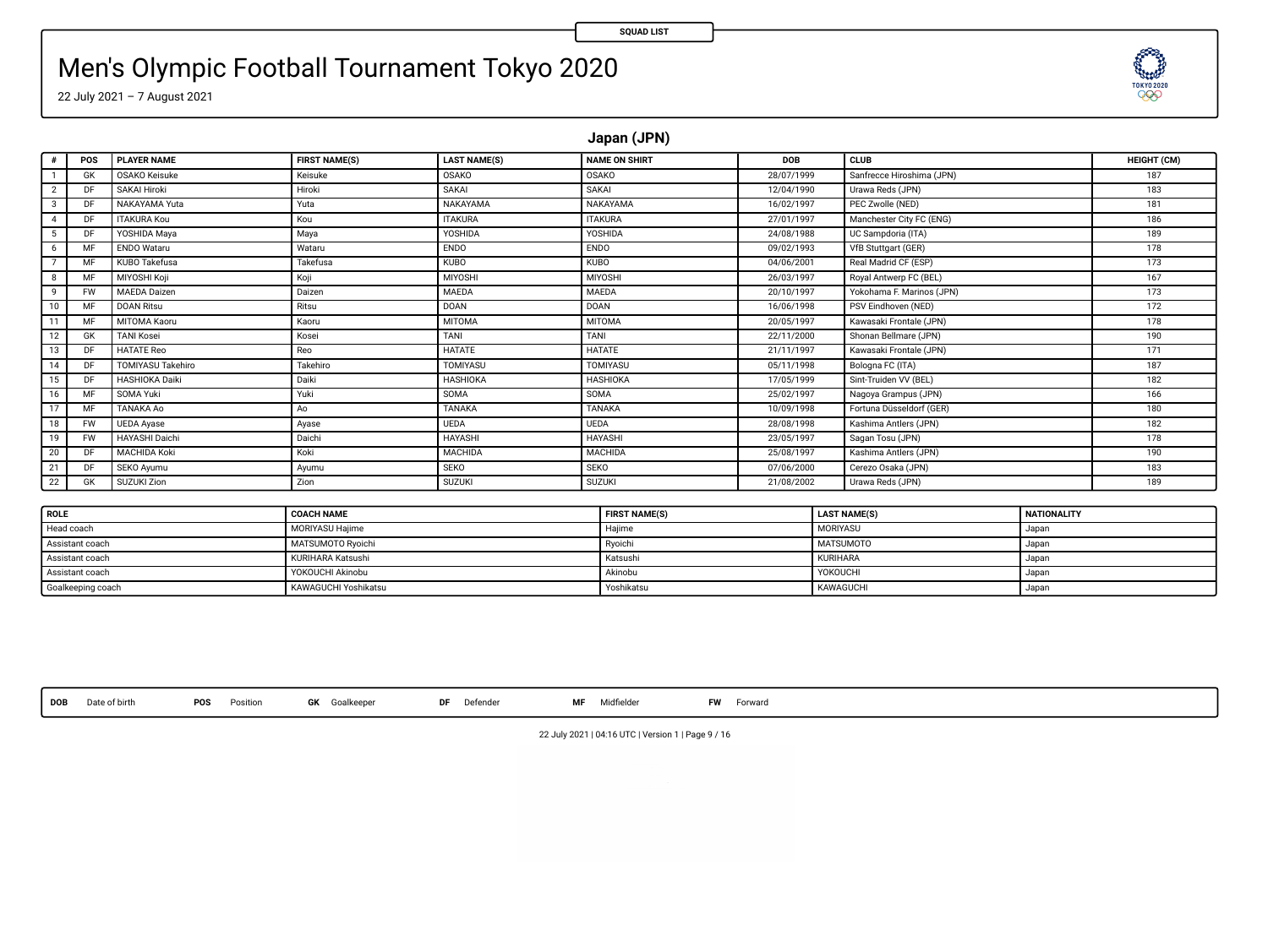SQUAD LIST

# Men's Olympic Football Tournament Tokyo 2020

22 July 2021 – 7 August 2021

## Japan (JPN)

| # | POS | PLAYER NAME | FIRST NAME(S) | LAST NAME(S) | NAME ON SHIRT | DOB | CLUB | HEIGHT (CM) |
|---|---|---|---|---|---|---|---|---|
| 1 | GK | OSAKO Keisuke | Keisuke | OSAKO | OSAKO | 28/07/1999 | Sanfrecce Hiroshima (JPN) | 187 |
| 2 | DF | SAKAI Hiroki | Hiroki | SAKAI | SAKAI | 12/04/1990 | Urawa Reds (JPN) | 183 |
| 3 | DF | NAKAYAMA Yuta | Yuta | NAKAYAMA | NAKAYAMA | 16/02/1997 | PEC Zwolle (NED) | 181 |
| 4 | DF | ITAKURA Kou | Kou | ITAKURA | ITAKURA | 27/01/1997 | Manchester City FC (ENG) | 186 |
| 5 | DF | YOSHIDA Maya | Maya | YOSHIDA | YOSHIDA | 24/08/1988 | UC Sampdoria (ITA) | 189 |
| 6 | MF | ENDO Wataru | Wataru | ENDO | ENDO | 09/02/1993 | VfB Stuttgart (GER) | 178 |
| 7 | MF | KUBO Takefusa | Takefusa | KUBO | KUBO | 04/06/2001 | Real Madrid CF (ESP) | 173 |
| 8 | MF | MIYOSHI Koji | Koji | MIYOSHI | MIYOSHI | 26/03/1997 | Royal Antwerp FC (BEL) | 167 |
| 9 | FW | MAEDA Daizen | Daizen | MAEDA | MAEDA | 20/10/1997 | Yokohama F. Marinos (JPN) | 173 |
| 10 | MF | DOAN Ritsu | Ritsu | DOAN | DOAN | 16/06/1998 | PSV Eindhoven (NED) | 172 |
| 11 | MF | MITOMA Kaoru | Kaoru | MITOMA | MITOMA | 20/05/1997 | Kawasaki Frontale (JPN) | 178 |
| 12 | GK | TANI Kosei | Kosei | TANI | TANI | 22/11/2000 | Shonan Bellmare (JPN) | 190 |
| 13 | DF | HATATE Reo | Reo | HATATE | HATATE | 21/11/1997 | Kawasaki Frontale (JPN) | 171 |
| 14 | DF | TOMIYASU Takehiro | Takehiro | TOMIYASU | TOMIYASU | 05/11/1998 | Bologna FC (ITA) | 187 |
| 15 | DF | HASHIOKA Daiki | Daiki | HASHIOKA | HASHIOKA | 17/05/1999 | Sint-Truiden VV (BEL) | 182 |
| 16 | MF | SOMA Yuki | Yuki | SOMA | SOMA | 25/02/1997 | Nagoya Grampus (JPN) | 166 |
| 17 | MF | TANAKA Ao | Ao | TANAKA | TANAKA | 10/09/1998 | Fortuna Düsseldorf (GER) | 180 |
| 18 | FW | UEDA Ayase | Ayase | UEDA | UEDA | 28/08/1998 | Kashima Antlers (JPN) | 182 |
| 19 | FW | HAYASHI Daichi | Daichi | HAYASHI | HAYASHI | 23/05/1997 | Sagan Tosu (JPN) | 178 |
| 20 | DF | MACHIDA Koki | Koki | MACHIDA | MACHIDA | 25/08/1997 | Kashima Antlers (JPN) | 190 |
| 21 | DF | SEKO Ayumu | Ayumu | SEKO | SEKO | 07/06/2000 | Cerezo Osaka (JPN) | 183 |
| 22 | GK | SUZUKI Zion | Zion | SUZUKI | SUZUKI | 21/08/2002 | Urawa Reds (JPN) | 189 |

| ROLE | COACH NAME | FIRST NAME(S) | LAST NAME(S) | NATIONALITY |
|---|---|---|---|---|
| Head coach | MORIYASU Hajime | Hajime | MORIYASU | Japan |
| Assistant coach | MATSUMOTO Ryoichi | Ryoichi | MATSUMOTO | Japan |
| Assistant coach | KURIHARA Katsushi | Katsushi | KURIHARA | Japan |
| Assistant coach | YOKOUCHI Akinobu | Akinobu | YOKOUCHI | Japan |
| Goalkeeping coach | KAWAGUCHI Yoshikatsu | Yoshikatsu | KAWAGUCHI | Japan |

**DOB** Date of birth **POS** Position **GK** Goalkeeper **DF** Defender **MF** Midfielder **FW** Forward

22 July 2021 | 04:16 UTC | Version 1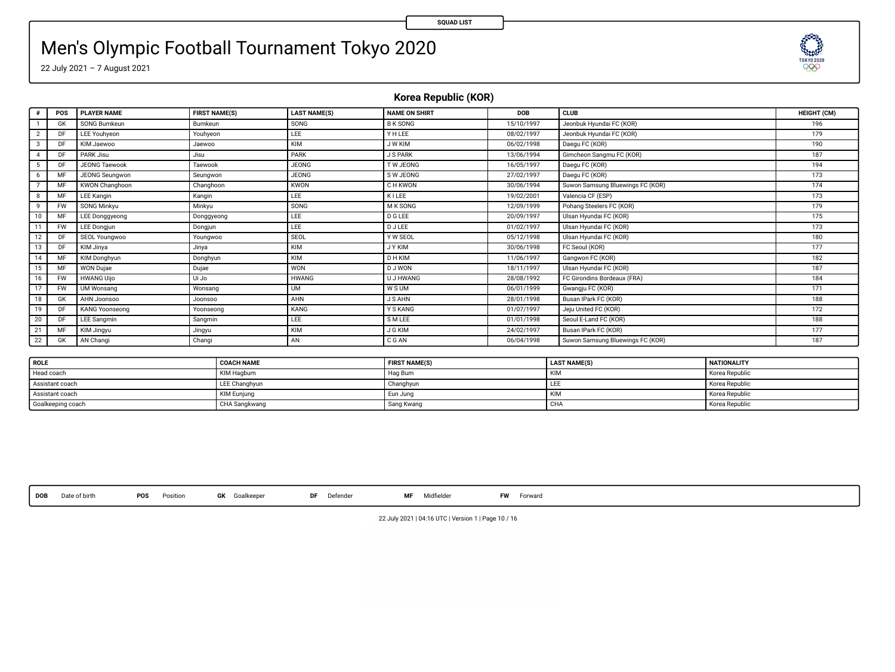SQUAD LIST

# Men's Olympic Football Tournament Tokyo 2020

22 July 2021 – 7 August 2021

## Korea Republic (KOR)

| # | POS | PLAYER NAME | FIRST NAME(S) | LAST NAME(S) | NAME ON SHIRT | DOB | CLUB | HEIGHT (CM) |
|---|---|---|---|---|---|---|---|---|
| 1 | GK | SONG Bumkeun | Bumkeun | SONG | B K SONG | 15/10/1997 | Jeonbuk Hyundai FC (KOR) | 196 |
| 2 | DF | LEE Youhyeon | Youhyeon | LEE | Y H LEE | 08/02/1997 | Jeonbuk Hyundai FC (KOR) | 179 |
| 3 | DF | KIM Jaewoo | Jaewoo | KIM | J W KIM | 06/02/1998 | Daegu FC (KOR) | 190 |
| 4 | DF | PARK Jisu | Jisu | PARK | J S PARK | 13/06/1994 | Gimcheon Sangmu FC (KOR) | 187 |
| 5 | DF | JEONG Taewook | Taewook | JEONG | T W JEONG | 16/05/1997 | Daegu FC (KOR) | 194 |
| 6 | MF | JEONG Seungwon | Seungwon | JEONG | S W JEONG | 27/02/1997 | Daegu FC (KOR) | 173 |
| 7 | MF | KWON Changhoon | Changhoon | KWON | C H KWON | 30/06/1994 | Suwon Samsung Bluewings FC (KOR) | 174 |
| 8 | MF | LEE Kangin | Kangin | LEE | K I LEE | 19/02/2001 | Valencia CF (ESP) | 173 |
| 9 | FW | SONG Minkyu | Minkyu | SONG | M K SONG | 12/09/1999 | Pohang Steelers FC (KOR) | 179 |
| 10 | MF | LEE Donggyeong | Donggyeong | LEE | D G LEE | 20/09/1997 | Ulsan Hyundai FC (KOR) | 175 |
| 11 | FW | LEE Dongjun | Dongjun | LEE | D J LEE | 01/02/1997 | Ulsan Hyundai FC (KOR) | 173 |
| 12 | DF | SEOL Youngwoo | Youngwoo | SEOL | Y W SEOL | 05/12/1998 | Ulsan Hyundai FC (KOR) | 180 |
| 13 | DF | KIM Jinya | Jinya | KIM | J Y KIM | 30/06/1998 | FC Seoul (KOR) | 177 |
| 14 | MF | KIM Donghyun | Donghyun | KIM | D H KIM | 11/06/1997 | Gangwon FC (KOR) | 182 |
| 15 | MF | WON Dujae | Dujae | WON | D J WON | 18/11/1997 | Ulsan Hyundai FC (KOR) | 187 |
| 16 | FW | HWANG Uijo | Ui Jo | HWANG | U J HWANG | 28/08/1992 | FC Girondins Bordeaux (FRA) | 184 |
| 17 | FW | UM Wonsang | Wonsang | UM | W S UM | 06/01/1999 | Gwangju FC (KOR) | 171 |
| 18 | GK | AHN Joonsoo | Joonsoo | AHN | J S AHN | 28/01/1998 | Busan IPark FC (KOR) | 188 |
| 19 | DF | KANG Yoonseong | Yoonseong | KANG | Y S KANG | 01/07/1997 | Jeju United FC (KOR) | 172 |
| 20 | DF | LEE Sangmin | Sangmin | LEE | S M LEE | 01/01/1998 | Seoul E-Land FC (KOR) | 188 |
| 21 | MF | KIM Jingyu | Jingyu | KIM | J G KIM | 24/02/1997 | Busan IPark FC (KOR) | 177 |
| 22 | GK | AN Changi | Changi | AN | C G AN | 06/04/1998 | Suwon Samsung Bluewings FC (KOR) | 187 |

| ROLE | COACH NAME | FIRST NAME(S) | LAST NAME(S) | NATIONALITY |
|---|---|---|---|---|
| Head coach | KIM Hagbum | Hag Bum | KIM | Korea Republic |
| Assistant coach | LEE Changhyun | Changhyun | LEE | Korea Republic |
| Assistant coach | KIM Eunjung | Eun Jung | KIM | Korea Republic |
| Goalkeeping coach | CHA Sangkwang | Sang Kwang | CHA | Korea Republic |

**DOB** Date of birth **POS** Position **GK** Goalkeeper **DF** Defender **MF** Midfielder **FW** Forward

22 July 2021 | 04:16 UTC | Version 1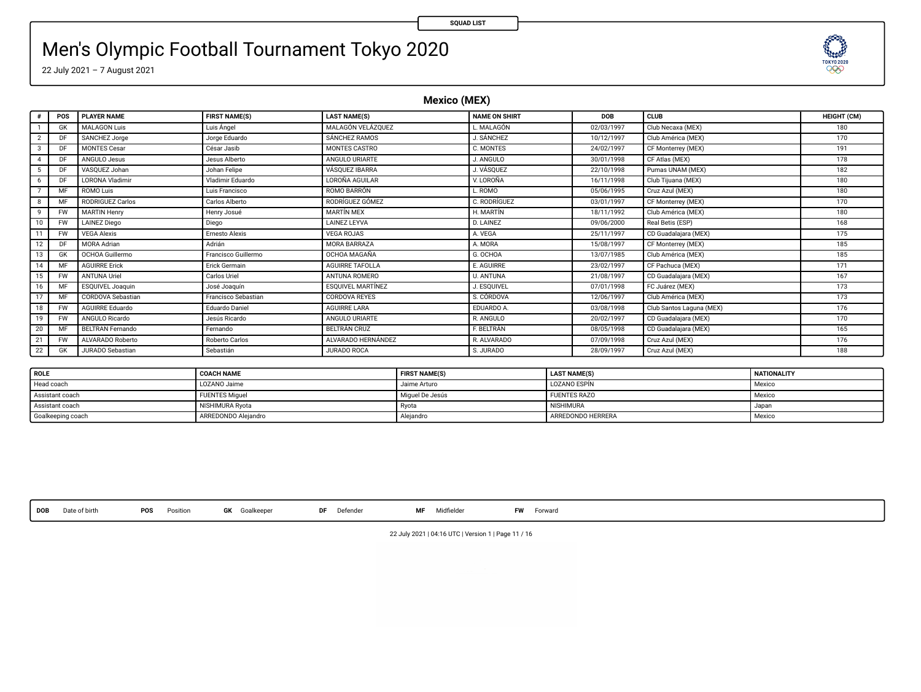SQUAD LIST

# Men's Olympic Football Tournament Tokyo 2020

22 July 2021 – 7 August 2021

## Mexico (MEX)

| # | POS | PLAYER NAME | FIRST NAME(S) | LAST NAME(S) | NAME ON SHIRT | DOB | CLUB | HEIGHT (CM) |
|---|---|---|---|---|---|---|---|---|
| 1 | GK | MALAGON Luis | Luis Ángel | MALAGÓN VELÁZQUEZ | L. MALAGÓN | 02/03/1997 | Club Necaxa (MEX) | 180 |
| 2 | DF | SANCHEZ Jorge | Jorge Eduardo | SÁNCHEZ RAMOS | J. SÁNCHEZ | 10/12/1997 | Club América (MEX) | 170 |
| 3 | DF | MONTES Cesar | César Jasib | MONTES CASTRO | C. MONTES | 24/02/1997 | CF Monterrey (MEX) | 191 |
| 4 | DF | ANGULO Jesus | Jesus Alberto | ANGULO URIARTE | J. ANGULO | 30/01/1998 | CF Atlas (MEX) | 178 |
| 5 | DF | VASQUEZ Johan | Johan Felipe | VÁSQUEZ IBARRA | J. VÁSQUEZ | 22/10/1998 | Pumas UNAM (MEX) | 182 |
| 6 | DF | LORONA Vladimir | Vladimir Eduardo | LOROÑA AGUILAR | V. LOROÑA | 16/11/1998 | Club Tijuana (MEX) | 180 |
| 7 | MF | ROMO Luis | Luis Francisco | ROMO BARRÓN | L. ROMO | 05/06/1995 | Cruz Azul (MEX) | 180 |
| 8 | MF | RODRIGUEZ Carlos | Carlos Alberto | RODRÍGUEZ GÓMEZ | C. RODRÍGUEZ | 03/01/1997 | CF Monterrey (MEX) | 170 |
| 9 | FW | MARTIN Henry | Henry Josué | MARTÍN MEX | H. MARTÍN | 18/11/1992 | Club América (MEX) | 180 |
| 10 | FW | LAINEZ Diego | Diego | LAINEZ LEYVA | D. LAINEZ | 09/06/2000 | Real Betis (ESP) | 168 |
| 11 | FW | VEGA Alexis | Ernesto Alexis | VEGA ROJAS | A. VEGA | 25/11/1997 | CD Guadalajara (MEX) | 175 |
| 12 | DF | MORA Adrian | Adrián | MORA BARRAZA | A. MORA | 15/08/1997 | CF Monterrey (MEX) | 185 |
| 13 | GK | OCHOA Guillermo | Francisco Guillermo | OCHOA MAGAÑA | G. OCHOA | 13/07/1985 | Club América (MEX) | 185 |
| 14 | MF | AGUIRRE Erick | Erick Germain | AGUIRRE TAFOLLA | E. AGUIRRE | 23/02/1997 | CF Pachuca (MEX) | 171 |
| 15 | FW | ANTUNA Uriel | Carlos Uriel | ANTUNA ROMERO | U. ANTUNA | 21/08/1997 | CD Guadalajara (MEX) | 167 |
| 16 | MF | ESQUIVEL Joaquin | José Joaquín | ESQUIVEL MARTÍNEZ | J. ESQUIVEL | 07/01/1998 | FC Juárez (MEX) | 173 |
| 17 | MF | CORDOVA Sebastian | Francisco Sebastian | CORDOVA REYES | S. CÓRDOVA | 12/06/1997 | Club América (MEX) | 173 |
| 18 | FW | AGUIRRE Eduardo | Eduardo Daniel | AGUIRRE LARA | EDUARDO A. | 03/08/1998 | Club Santos Laguna (MEX) | 176 |
| 19 | FW | ANGULO Ricardo | Jesús Ricardo | ANGULO URIARTE | R. ANGULO | 20/02/1997 | CD Guadalajara (MEX) | 170 |
| 20 | MF | BELTRAN Fernando | Fernando | BELTRÁN CRUZ | F. BELTRÁN | 08/05/1998 | CD Guadalajara (MEX) | 165 |
| 21 | FW | ALVARADO Roberto | Roberto Carlos | ALVARADO HERNÁNDEZ | R. ALVARADO | 07/09/1998 | Cruz Azul (MEX) | 176 |
| 22 | GK | JURADO Sebastian | Sebastián | JURADO ROCA | S. JURADO | 28/09/1997 | Cruz Azul (MEX) | 188 |

| ROLE | COACH NAME | FIRST NAME(S) | LAST NAME(S) | NATIONALITY |
|---|---|---|---|---|
| Head coach | LOZANO Jaime | Jaime Arturo | LOZANO ESPÍN | Mexico |
| Assistant coach | FUENTES Miguel | Miguel De Jesús | FUENTES RAZO | Mexico |
| Assistant coach | NISHIMURA Ryota | Ryota | NISHIMURA | Japan |
| Goalkeeping coach | ARREDONDO Alejandro | Alejandro | ARREDONDO HERRERA | Mexico |

**DOB** Date of birth **POS** Position **GK** Goalkeeper **DF** Defender **MF** Midfielder **FW** Forward

22 July 2021 | 04:16 UTC | Version 1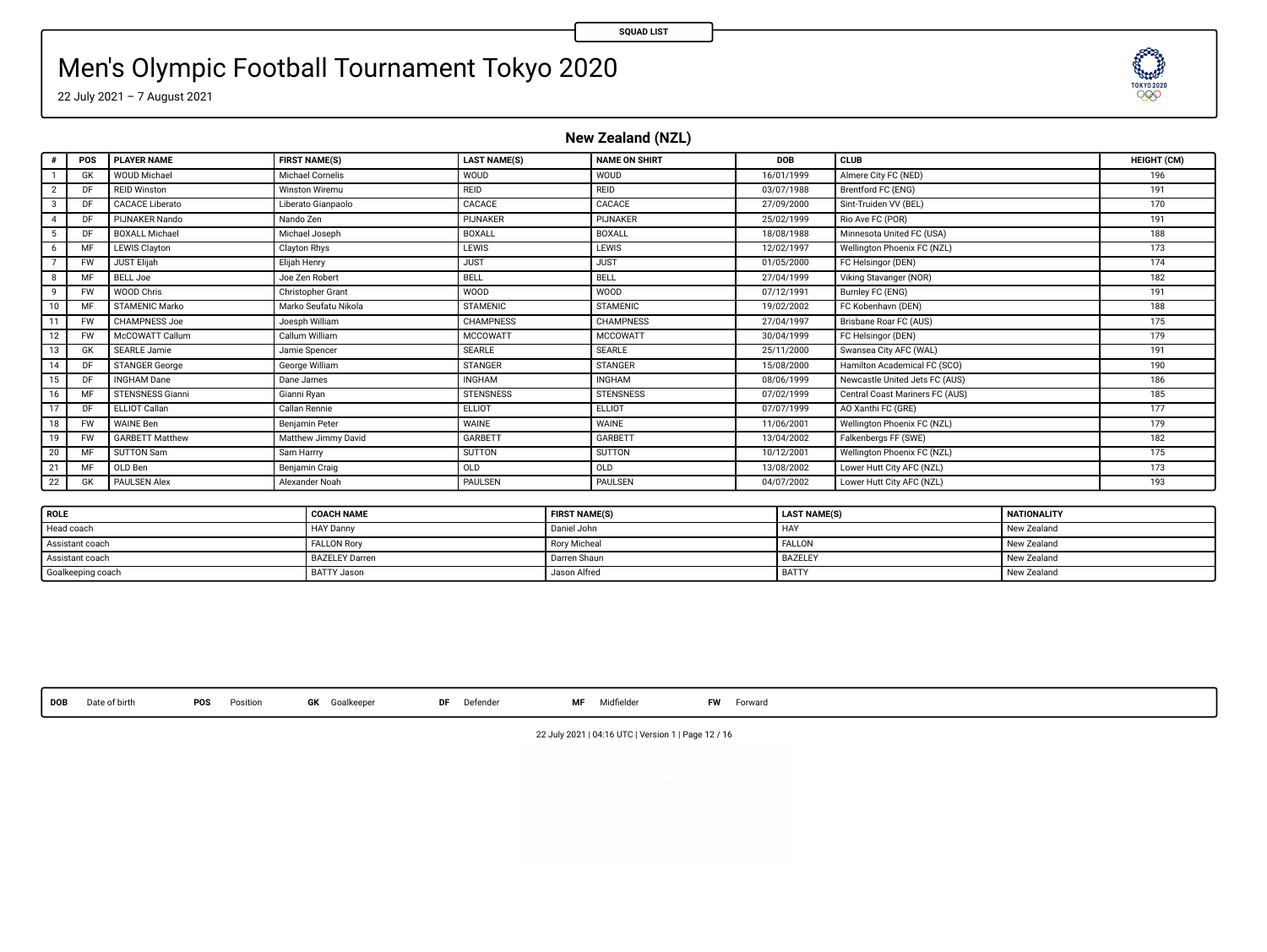SQUAD LIST

# Men's Olympic Football Tournament Tokyo 2020

22 July 2021 – 7 August 2021

## New Zealand (NZL)

| # | POS | PLAYER NAME | FIRST NAME(S) | LAST NAME(S) | NAME ON SHIRT | DOB | CLUB | HEIGHT (CM) |
|---|---|---|---|---|---|---|---|---|
| 1 | GK | WOUD Michael | Michael Cornelis | WOUD | WOUD | 16/01/1999 | Almere City FC (NED) | 196 |
| 2 | DF | REID Winston | Winston Wiremu | REID | REID | 03/07/1988 | Brentford FC (ENG) | 191 |
| 3 | DF | CACACE Liberato | Liberato Gianpaolo | CACACE | CACACE | 27/09/2000 | Sint-Truiden VV (BEL) | 170 |
| 4 | DF | PIJNAKER Nando | Nando Zen | PIJNAKER | PIJNAKER | 25/02/1999 | Rio Ave FC (POR) | 191 |
| 5 | DF | BOXALL Michael | Michael Joseph | BOXALL | BOXALL | 18/08/1988 | Minnesota United FC (USA) | 188 |
| 6 | MF | LEWIS Clayton | Clayton Rhys | LEWIS | LEWIS | 12/02/1997 | Wellington Phoenix FC (NZL) | 173 |
| 7 | FW | JUST Elijah | Elijah Henry | JUST | JUST | 01/05/2000 | FC Helsingor (DEN) | 174 |
| 8 | MF | BELL Joe | Joe Zen Robert | BELL | BELL | 27/04/1999 | Viking Stavanger (NOR) | 182 |
| 9 | FW | WOOD Chris | Christopher Grant | WOOD | WOOD | 07/12/1991 | Burnley FC (ENG) | 191 |
| 10 | MF | STAMENIC Marko | Marko Seufatu Nikola | STAMENIC | STAMENIC | 19/02/2002 | FC Kobenhavn (DEN) | 188 |
| 11 | FW | CHAMPNESS Joe | Joesph William | CHAMPNESS | CHAMPNESS | 27/04/1997 | Brisbane Roar FC (AUS) | 175 |
| 12 | FW | McCOWATT Callum | Callum William | MCCOWATT | MCCOWATT | 30/04/1999 | FC Helsingor (DEN) | 179 |
| 13 | GK | SEARLE Jamie | Jamie Spencer | SEARLE | SEARLE | 25/11/2000 | Swansea City AFC (WAL) | 191 |
| 14 | DF | STANGER George | George William | STANGER | STANGER | 15/08/2000 | Hamilton Academical FC (SCO) | 190 |
| 15 | DF | INGHAM Dane | Dane James | INGHAM | INGHAM | 08/06/1999 | Newcastle United Jets FC (AUS) | 186 |
| 16 | MF | STENSNESS Gianni | Gianni Ryan | STENSNESS | STENSNESS | 07/02/1999 | Central Coast Mariners FC (AUS) | 185 |
| 17 | DF | ELLIOT Callan | Callan Rennie | ELLIOT | ELLIOT | 07/07/1999 | AO Xanthi FC (GRE) | 177 |
| 18 | FW | WAINE Ben | Benjamin Peter | WAINE | WAINE | 11/06/2001 | Wellington Phoenix FC (NZL) | 179 |
| 19 | FW | GARBETT Matthew | Matthew Jimmy David | GARBETT | GARBETT | 13/04/2002 | Falkenbergs FF (SWE) | 182 |
| 20 | MF | SUTTON Sam | Sam Harrry | SUTTON | SUTTON | 10/12/2001 | Wellington Phoenix FC (NZL) | 175 |
| 21 | MF | OLD Ben | Benjamin Craig | OLD | OLD | 13/08/2002 | Lower Hutt City AFC (NZL) | 173 |
| 22 | GK | PAULSEN Alex | Alexander Noah | PAULSEN | PAULSEN | 04/07/2002 | Lower Hutt City AFC (NZL) | 193 |

| ROLE | COACH NAME | FIRST NAME(S) | LAST NAME(S) | NATIONALITY |
|---|---|---|---|---|
| Head coach | HAY Danny | Daniel John | HAY | New Zealand |
| Assistant coach | FALLON Rory | Rory Micheal | FALLON | New Zealand |
| Assistant coach | BAZELEY Darren | Darren Shaun | BAZELEY | New Zealand |
| Goalkeeping coach | BATTY Jason | Jason Alfred | BATTY | New Zealand |

**DOB** Date of birth **POS** Position **GK** Goalkeeper **DF** Defender **MF** Midfielder **FW** Forward

22 July 2021 | 04:16 UTC | Version 1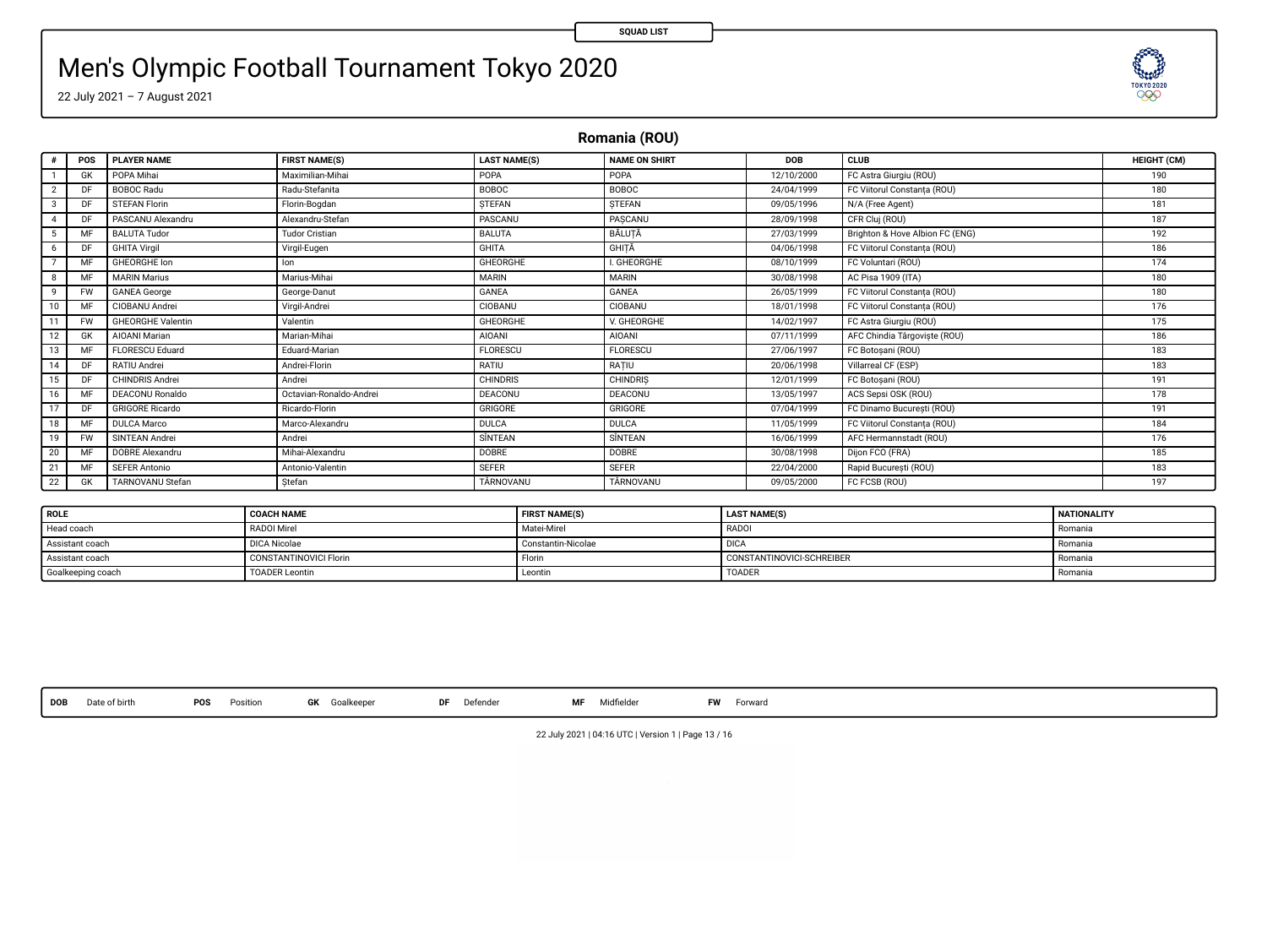SQUAD LIST

# Men's Olympic Football Tournament Tokyo 2020

22 July 2021 – 7 August 2021

## Romania (ROU)

| # | POS | PLAYER NAME | FIRST NAME(S) | LAST NAME(S) | NAME ON SHIRT | DOB | CLUB | HEIGHT (CM) |
|---|---|---|---|---|---|---|---|---|
| 1 | GK | POPA Mihai | Maximilian-Mihai | POPA | POPA | 12/10/2000 | FC Astra Giurgiu (ROU) | 190 |
| 2 | DF | BOBOC Radu | Radu-Stefanita | BOBOC | BOBOC | 24/04/1999 | FC Viitorul Constanța (ROU) | 180 |
| 3 | DF | STEFAN Florin | Florin-Bogdan | ȘTEFAN | ȘTEFAN | 09/05/1996 | N/A (Free Agent) | 181 |
| 4 | DF | PASCANU Alexandru | Alexandru-Stefan | PAȘCANU | PAȘCANU | 28/09/1998 | CFR Cluj (ROU) | 187 |
| 5 | MF | BALUTA Tudor | Tudor Cristian | BALUTA | BĂLUȚĂ | 27/03/1999 | Brighton & Hove Albion FC (ENG) | 192 |
| 6 | DF | GHITA Virgil | Virgil-Eugen | GHITA | GHIȚĂ | 04/06/1998 | FC Viitorul Constanța (ROU) | 186 |
| 7 | MF | GHEORGHE Ion | Ion | GHEORGHE | I. GHEORGHE | 08/10/1999 | FC Voluntari (ROU) | 174 |
| 8 | MF | MARIN Marius | Marius-Mihai | MARIN | MARIN | 30/08/1998 | AC Pisa 1909 (ITA) | 180 |
| 9 | FW | GANEA George | George-Danut | GANEA | GANEA | 26/05/1999 | FC Viitorul Constanța (ROU) | 180 |
| 10 | MF | CIOBANU Andrei | Virgil-Andrei | CIOBANU | CIOBANU | 18/01/1998 | FC Viitorul Constanța (ROU) | 176 |
| 11 | FW | GHEORGHE Valentin | Valentin | GHEORGHE | V. GHEORGHE | 14/02/1997 | FC Astra Giurgiu (ROU) | 175 |
| 12 | GK | AIOANI Marian | Marian-Mihai | AIOANI | AIOANI | 07/11/1999 | AFC Chindia Târgoviște (ROU) | 186 |
| 13 | MF | FLORESCU Eduard | Eduard-Marian | FLORESCU | FLORESCU | 27/06/1997 | FC Botoșani (ROU) | 183 |
| 14 | DF | RATIU Andrei | Andrei-Florin | RATIU | RAȚIU | 20/06/1998 | Villarreal CF (ESP) | 183 |
| 15 | DF | CHINDRIS Andrei | Andrei | CHINDRIS | CHINDRIȘ | 12/01/1999 | FC Botoșani (ROU) | 191 |
| 16 | MF | DEACONU Ronaldo | Octavian-Ronaldo-Andrei | DEACONU | DEACONU | 13/05/1997 | ACS Sepsi OSK (ROU) | 178 |
| 17 | DF | GRIGORE Ricardo | Ricardo-Florin | GRIGORE | GRIGORE | 07/04/1999 | FC Dinamo București (ROU) | 191 |
| 18 | MF | DULCA Marco | Marco-Alexandru | DULCA | DULCA | 11/05/1999 | FC Viitorul Constanța (ROU) | 184 |
| 19 | FW | SINTEAN Andrei | Andrei | SÎNTEAN | SÎNTEAN | 16/06/1999 | AFC Hermannstadt (ROU) | 176 |
| 20 | MF | DOBRE Alexandru | Mihai-Alexandru | DOBRE | DOBRE | 30/08/1998 | Dijon FCO (FRA) | 185 |
| 21 | MF | SEFER Antonio | Antonio-Valentin | SEFER | SEFER | 22/04/2000 | Rapid București (ROU) | 183 |
| 22 | GK | TARNOVANU Stefan | Ștefan | TÂRNOVANU | TÂRNOVANU | 09/05/2000 | FC FCSB (ROU) | 197 |

| ROLE | COACH NAME | FIRST NAME(S) | LAST NAME(S) | NATIONALITY |
|---|---|---|---|---|
| Head coach | RADOI Mirel | Matei-Mirel | RADOI | Romania |
| Assistant coach | DICA Nicolae | Constantin-Nicolae | DICA | Romania |
| Assistant coach | CONSTANTINOVICI Florin | Florin | CONSTANTINOVICI-SCHREIBER | Romania |
| Goalkeeping coach | TOADER Leontin | Leontin | TOADER | Romania |

**DOB** Date of birth **POS** Position **GK** Goalkeeper **DF** Defender **MF** Midfielder **FW** Forward

22 July 2021 | 04:16 UTC | Version 1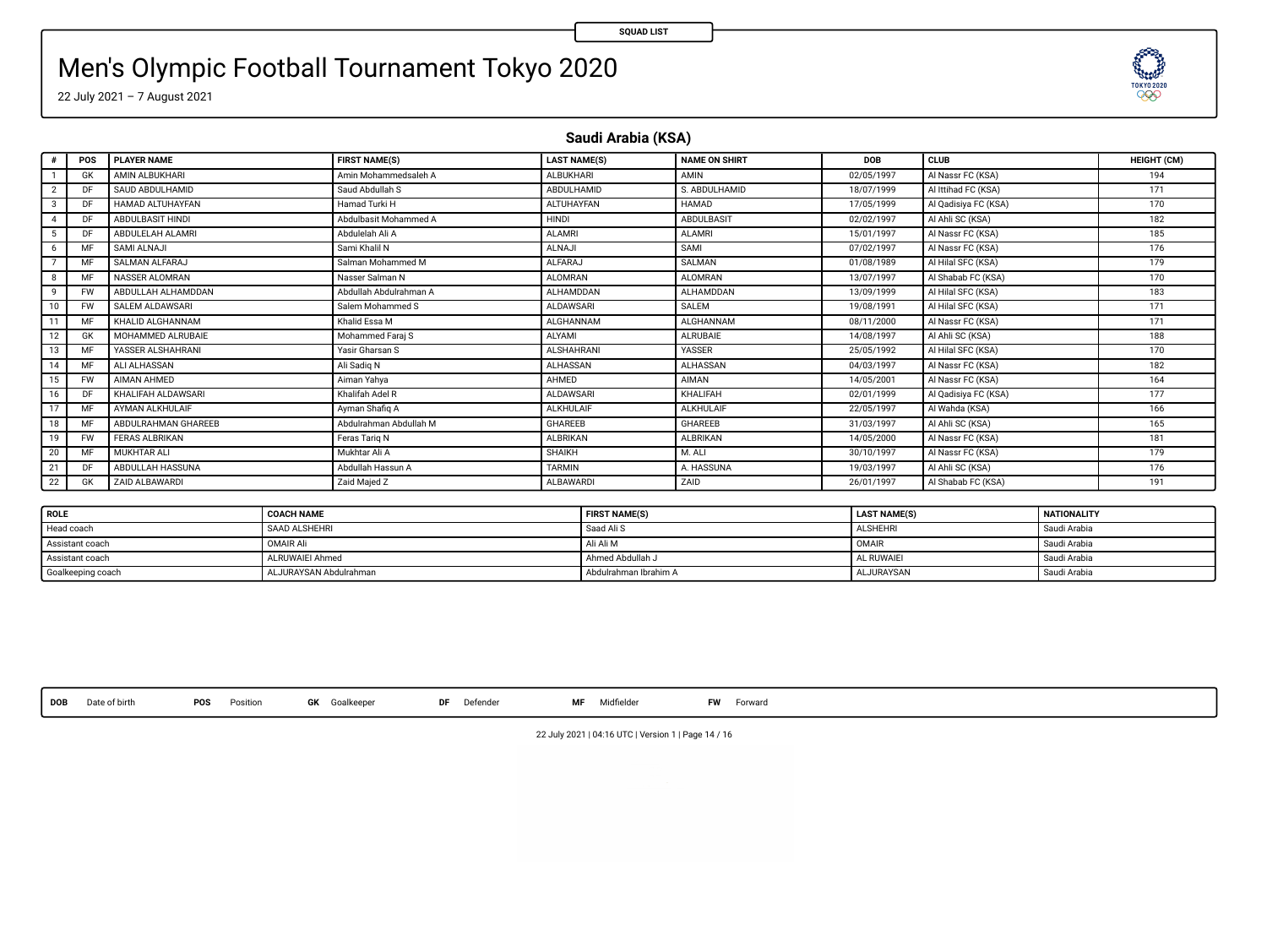SQUAD LIST

# Men's Olympic Football Tournament Tokyo 2020

22 July 2021 – 7 August 2021

## Saudi Arabia (KSA)

| # | POS | PLAYER NAME | FIRST NAME(S) | LAST NAME(S) | NAME ON SHIRT | DOB | CLUB | HEIGHT (CM) |
|---|---|---|---|---|---|---|---|---|
| 1 | GK | AMIN ALBUKHARI | Amin Mohammedsaleh A | ALBUKHARI | AMIN | 02/05/1997 | Al Nassr FC (KSA) | 194 |
| 2 | DF | SAUD ABDULHAMID | Saud Abdullah S | ABDULHAMID | S. ABDULHAMID | 18/07/1999 | Al Ittihad FC (KSA) | 171 |
| 3 | DF | HAMAD ALTUHAYFAN | Hamad Turki H | ALTUHAYFAN | HAMAD | 17/05/1999 | Al Qadisiya FC (KSA) | 170 |
| 4 | DF | ABDULBASIT HINDI | Abdulbasit Mohammed A | HINDI | ABDULBASIT | 02/02/1997 | Al Ahli SC (KSA) | 182 |
| 5 | DF | ABDULELAH ALAMRI | Abdulelah Ali A | ALAMRI | ALAMRI | 15/01/1997 | Al Nassr FC (KSA) | 185 |
| 6 | MF | SAMI ALNAJI | Sami Khalil N | ALNAJI | SAMI | 07/02/1997 | Al Nassr FC (KSA) | 176 |
| 7 | MF | SALMAN ALFARAJ | Salman Mohammed M | ALFARAJ | SALMAN | 01/08/1989 | Al Hilal SFC (KSA) | 179 |
| 8 | MF | NASSER ALOMRAN | Nasser Salman N | ALOMRAN | ALOMRAN | 13/07/1997 | Al Shabab FC (KSA) | 170 |
| 9 | FW | ABDULLAH ALHAMDDAN | Abdullah Abdulrahman A | ALHAMDDAN | ALHAMDDAN | 13/09/1999 | Al Hilal SFC (KSA) | 183 |
| 10 | FW | SALEM ALDAWSARI | Salem Mohammed S | ALDAWSARI | SALEM | 19/08/1991 | Al Hilal SFC (KSA) | 171 |
| 11 | MF | KHALID ALGHANNAM | Khalid Essa M | ALGHANNAM | ALGHANNAM | 08/11/2000 | Al Nassr FC (KSA) | 171 |
| 12 | GK | MOHAMMED ALRUBAIE | Mohammed Faraj S | ALYAMI | ALRUBAIE | 14/08/1997 | Al Ahli SC (KSA) | 188 |
| 13 | MF | YASSER ALSHAHRANI | Yasir Gharsan S | ALSHAHRANI | YASSER | 25/05/1992 | Al Hilal SFC (KSA) | 170 |
| 14 | MF | ALI ALHASSAN | Ali Sadiq N | ALHASSAN | ALHASSAN | 04/03/1997 | Al Nassr FC (KSA) | 182 |
| 15 | FW | AIMAN AHMED | Aiman Yahya | AHMED | AIMAN | 14/05/2001 | Al Nassr FC (KSA) | 164 |
| 16 | DF | KHALIFAH ALDAWSARI | Khalifah Adel R | ALDAWSARI | KHALIFAH | 02/01/1999 | Al Qadisiya FC (KSA) | 177 |
| 17 | MF | AYMAN ALKHULAIF | Ayman Shafiq A | ALKHULAIF | ALKHULAIF | 22/05/1997 | Al Wahda (KSA) | 166 |
| 18 | MF | ABDULRAHMAN GHAREEB | Abdulrahman Abdullah M | GHAREEB | GHAREEB | 31/03/1997 | Al Ahli SC (KSA) | 165 |
| 19 | FW | FERAS ALBRIKAN | Feras Tariq N | ALBRIKAN | ALBRIKAN | 14/05/2000 | Al Nassr FC (KSA) | 181 |
| 20 | MF | MUKHTAR ALI | Mukhtar Ali A | SHAIKH | M. ALI | 30/10/1997 | Al Nassr FC (KSA) | 179 |
| 21 | DF | ABDULLAH HASSUNA | Abdullah Hassun A | TARMIN | A. HASSUNA | 19/03/1997 | Al Ahli SC (KSA) | 176 |
| 22 | GK | ZAID ALBAWARDI | Zaid Majed Z | ALBAWARDI | ZAID | 26/01/1997 | Al Shabab FC (KSA) | 191 |

| ROLE | COACH NAME | FIRST NAME(S) | LAST NAME(S) | NATIONALITY |
|---|---|---|---|---|
| Head coach | SAAD ALSHEHRI | Saad Ali S | ALSHEHRI | Saudi Arabia |
| Assistant coach | OMAIR Ali | Ali Ali M | OMAIR | Saudi Arabia |
| Assistant coach | ALRUWAIEI Ahmed | Ahmed Abdullah J | AL RUWAIEI | Saudi Arabia |
| Goalkeeping coach | ALJURAYSAN Abdulrahman | Abdulrahman Ibrahim A | ALJURAYSAN | Saudi Arabia |

**DOB** Date of birth **POS** Position **GK** Goalkeeper **DF** Defender **MF** Midfielder **FW** Forward

22 July 2021 | 04:16 UTC | Version 1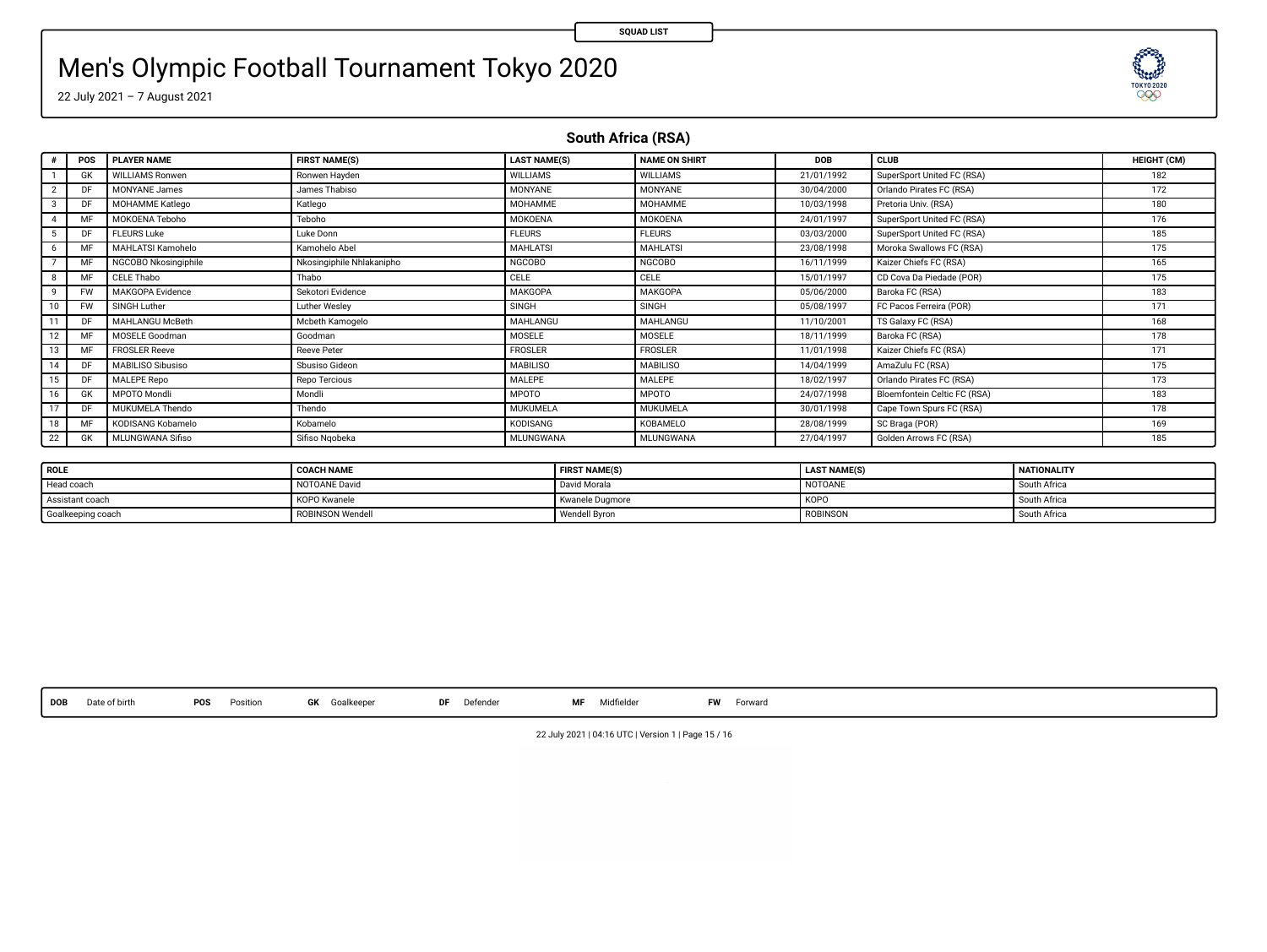SQUAD LIST

# Men's Olympic Football Tournament Tokyo 2020

22 July 2021 – 7 August 2021

## South Africa (RSA)

| # | POS | PLAYER NAME | FIRST NAME(S) | LAST NAME(S) | NAME ON SHIRT | DOB | CLUB | HEIGHT (CM) |
|---|---|---|---|---|---|---|---|---|
| 1 | GK | WILLIAMS Ronwen | Ronwen Hayden | WILLIAMS | WILLIAMS | 21/01/1992 | SuperSport United FC (RSA) | 182 |
| 2 | DF | MONYANE James | James Thabiso | MONYANE | MONYANE | 30/04/2000 | Orlando Pirates FC (RSA) | 172 |
| 3 | DF | MOHAMME Katlego | Katlego | MOHAMME | MOHAMME | 10/03/1998 | Pretoria Univ. (RSA) | 180 |
| 4 | MF | MOKOENA Teboho | Teboho | MOKOENA | MOKOENA | 24/01/1997 | SuperSport United FC (RSA) | 176 |
| 5 | DF | FLEURS Luke | Luke Donn | FLEURS | FLEURS | 03/03/2000 | SuperSport United FC (RSA) | 185 |
| 6 | MF | MAHLATSI Kamohelo | Kamohelo Abel | MAHLATSI | MAHLATSI | 23/08/1998 | Moroka Swallows FC (RSA) | 175 |
| 7 | MF | NGCOBO Nkosingiphile | Nkosingiphile Nhlakanipho | NGCOBO | NGCOBO | 16/11/1999 | Kaizer Chiefs FC (RSA) | 165 |
| 8 | MF | CELE Thabo | Thabo | CELE | CELE | 15/01/1997 | CD Cova Da Piedade (POR) | 175 |
| 9 | FW | MAKGOPA Evidence | Sekotori Evidence | MAKGOPA | MAKGOPA | 05/06/2000 | Baroka FC (RSA) | 183 |
| 10 | FW | SINGH Luther | Luther Wesley | SINGH | SINGH | 05/08/1997 | FC Pacos Ferreira (POR) | 171 |
| 11 | DF | MAHLANGU McBeth | Mcbeth Kamogelo | MAHLANGU | MAHLANGU | 11/10/2001 | TS Galaxy FC (RSA) | 168 |
| 12 | MF | MOSELE Goodman | Goodman | MOSELE | MOSELE | 18/11/1999 | Baroka FC (RSA) | 178 |
| 13 | MF | FROSLER Reeve | Reeve Peter | FROSLER | FROSLER | 11/01/1998 | Kaizer Chiefs FC (RSA) | 171 |
| 14 | DF | MABILISO Sibusiso | Sbusiso Gideon | MABILISO | MABILISO | 14/04/1999 | AmaZulu FC (RSA) | 175 |
| 15 | DF | MALEPE Repo | Repo Tercious | MALEPE | MALEPE | 18/02/1997 | Orlando Pirates FC (RSA) | 173 |
| 16 | GK | MPOTO Mondli | Mondli | MPOTO | MPOTO | 24/07/1998 | Bloemfontein Celtic FC (RSA) | 183 |
| 17 | DF | MUKUMELA Thendo | Thendo | MUKUMELA | MUKUMELA | 30/01/1998 | Cape Town Spurs FC (RSA) | 178 |
| 18 | MF | KODISANG Kobamelo | Kobamelo | KODISANG | KOBAMELO | 28/08/1999 | SC Braga (POR) | 169 |
| 22 | GK | MLUNGWANA Sifiso | Sifiso Nqobeka | MLUNGWANA | MLUNGWANA | 27/04/1997 | Golden Arrows FC (RSA) | 185 |

| ROLE | COACH NAME | FIRST NAME(S) | LAST NAME(S) | NATIONALITY |
|---|---|---|---|---|
| Head coach | NOTOANE David | David Morala | NOTOANE | South Africa |
| Assistant coach | KOPO Kwanele | Kwanele Dugmore | KOPO | South Africa |
| Goalkeeping coach | ROBINSON Wendell | Wendell Byron | ROBINSON | South Africa |

**DOB** Date of birth **POS** Position **GK** Goalkeeper **DF** Defender **MF** Midfielder **FW** Forward

22 July 2021 | 04:16 UTC | Version 1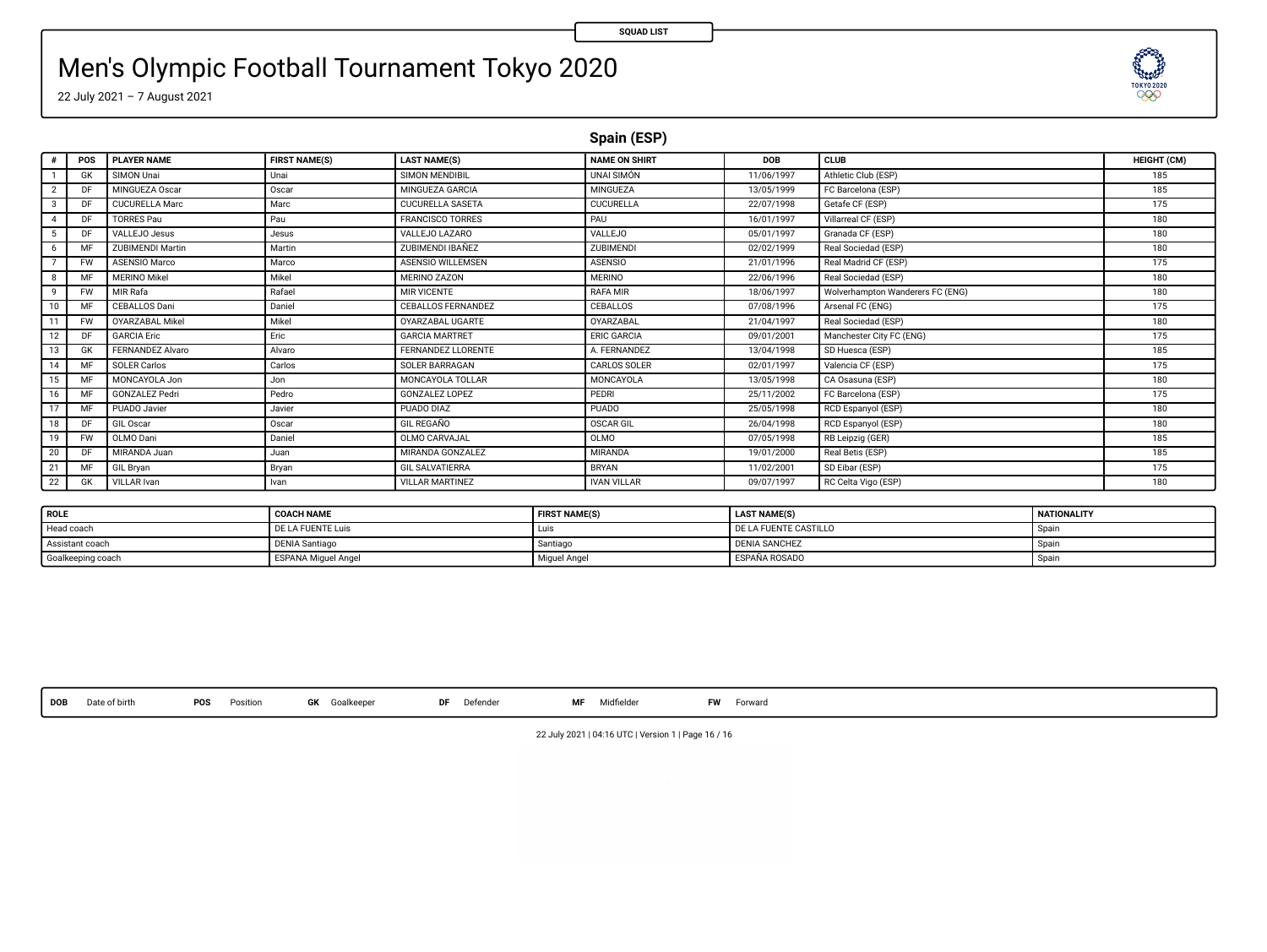SQUAD LIST

# Men's Olympic Football Tournament Tokyo 2020

22 July 2021 – 7 August 2021

## Spain (ESP)

| # | POS | PLAYER NAME | FIRST NAME(S) | LAST NAME(S) | NAME ON SHIRT | DOB | CLUB | HEIGHT (CM) |
|---|---|---|---|---|---|---|---|---|
| 1 | GK | SIMON Unai | Unai | SIMON MENDIBIL | UNAI SIMÓN | 11/06/1997 | Athletic Club (ESP) | 185 |
| 2 | DF | MINGUEZA Oscar | Oscar | MINGUEZA GARCIA | MINGUEZA | 13/05/1999 | FC Barcelona (ESP) | 185 |
| 3 | DF | CUCURELLA Marc | Marc | CUCURELLA SASETA | CUCURELLA | 22/07/1998 | Getafe CF (ESP) | 175 |
| 4 | DF | TORRES Pau | Pau | FRANCISCO TORRES | PAU | 16/01/1997 | Villarreal CF (ESP) | 180 |
| 5 | DF | VALLEJO Jesus | Jesus | VALLEJO LAZARO | VALLEJO | 05/01/1997 | Granada CF (ESP) | 180 |
| 6 | MF | ZUBIMENDI Martin | Martin | ZUBIMENDI IBAÑEZ | ZUBIMENDI | 02/02/1999 | Real Sociedad (ESP) | 180 |
| 7 | FW | ASENSIO Marco | Marco | ASENSIO WILLEMSEN | ASENSIO | 21/01/1996 | Real Madrid CF (ESP) | 175 |
| 8 | MF | MERINO Mikel | Mikel | MERINO ZAZON | MERINO | 22/06/1996 | Real Sociedad (ESP) | 180 |
| 9 | FW | MIR Rafa | Rafael | MIR VICENTE | RAFA MIR | 18/06/1997 | Wolverhampton Wanderers FC (ENG) | 180 |
| 10 | MF | CEBALLOS Dani | Daniel | CEBALLOS FERNANDEZ | CEBALLOS | 07/08/1996 | Arsenal FC (ENG) | 175 |
| 11 | FW | OYARZABAL Mikel | Mikel | OYARZABAL UGARTE | OYARZABAL | 21/04/1997 | Real Sociedad (ESP) | 180 |
| 12 | DF | GARCIA Eric | Eric | GARCIA MARTRET | ERIC GARCIA | 09/01/2001 | Manchester City FC (ENG) | 175 |
| 13 | GK | FERNANDEZ Alvaro | Alvaro | FERNANDEZ LLORENTE | A. FERNANDEZ | 13/04/1998 | SD Huesca (ESP) | 185 |
| 14 | MF | SOLER Carlos | Carlos | SOLER BARRAGAN | CARLOS SOLER | 02/01/1997 | Valencia CF (ESP) | 175 |
| 15 | MF | MONCAYOLA Jon | Jon | MONCAYOLA TOLLAR | MONCAYOLA | 13/05/1998 | CA Osasuna (ESP) | 180 |
| 16 | MF | GONZALEZ Pedri | Pedro | GONZALEZ LOPEZ | PEDRI | 25/11/2002 | FC Barcelona (ESP) | 175 |
| 17 | MF | PUADO Javier | Javier | PUADO DIAZ | PUADO | 25/05/1998 | RCD Espanyol (ESP) | 180 |
| 18 | DF | GIL Oscar | Oscar | GIL REGAÑO | OSCAR GIL | 26/04/1998 | RCD Espanyol (ESP) | 180 |
| 19 | FW | OLMO Dani | Daniel | OLMO CARVAJAL | OLMO | 07/05/1998 | RB Leipzig (GER) | 185 |
| 20 | DF | MIRANDA Juan | Juan | MIRANDA GONZALEZ | MIRANDA | 19/01/2000 | Real Betis (ESP) | 185 |
| 21 | MF | GIL Bryan | Bryan | GIL SALVATIERRA | BRYAN | 11/02/2001 | SD Eibar (ESP) | 175 |
| 22 | GK | VILLAR Ivan | Ivan | VILLAR MARTINEZ | IVAN VILLAR | 09/07/1997 | RC Celta Vigo (ESP) | 180 |

| ROLE | COACH NAME | FIRST NAME(S) | LAST NAME(S) | NATIONALITY |
|---|---|---|---|---|
| Head coach | DE LA FUENTE Luis | Luis | DE LA FUENTE CASTILLO | Spain |
| Assistant coach | DENIA Santiago | Santiago | DENIA SANCHEZ | Spain |
| Goalkeeping coach | ESPANA Miguel Angel | Miguel Angel | ESPAÑA ROSADO | Spain |

**DOB** Date of birth **POS** Position **GK** Goalkeeper **DF** Defender **MF** Midfielder **FW** Forward

22 July 2021 | 04:16 UTC | Version 1